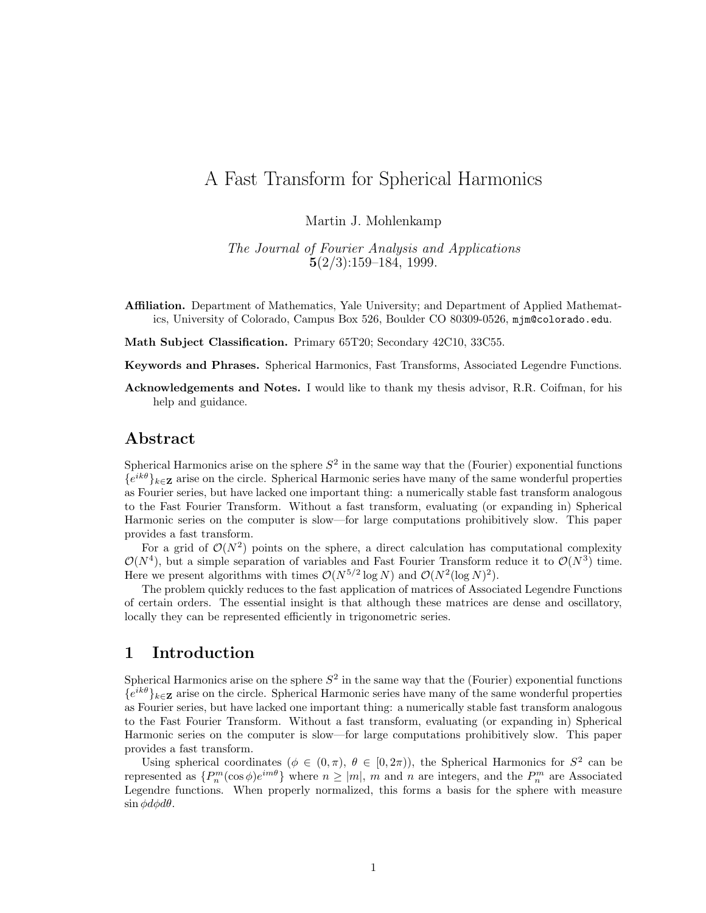# A Fast Transform for Spherical Harmonics

Martin J. Mohlenkamp

*The Journal of Fourier Analysis and Applications*
**5**(2/3):159–184, 1999.

**Affiliation.** Department of Mathematics, Yale University; and Department of Applied Mathematics, University of Colorado, Campus Box 526, Boulder CO 80309-0526, `mjm@colorado.edu`.

**Math Subject Classification.** Primary 65T20; Secondary 42C10, 33C55.

**Keywords and Phrases.** Spherical Harmonics, Fast Transforms, Associated Legendre Functions.

**Acknowledgements and Notes.** I would like to thank my thesis advisor, R.R. Coifman, for his help and guidance.

## Abstract

Spherical Harmonics arise on the sphere $S^2$ in the same way that the (Fourier) exponential functions $\{e^{ik\theta}\}_{k\in\mathbf{Z}}$ arise on the circle. Spherical Harmonic series have many of the same wonderful properties as Fourier series, but have lacked one important thing: a numerically stable fast transform analogous to the Fast Fourier Transform. Without a fast transform, evaluating (or expanding in) Spherical Harmonic series on the computer is slow—for large computations prohibitively slow. This paper provides a fast transform.

For a grid of $\mathcal{O}(N^2)$ points on the sphere, a direct calculation has computational complexity $\mathcal{O}(N^4)$, but a simple separation of variables and Fast Fourier Transform reduce it to $\mathcal{O}(N^3)$ time. Here we present algorithms with times $\mathcal{O}(N^{5/2}\log N)$ and $\mathcal{O}(N^2(\log N)^2)$.

The problem quickly reduces to the fast application of matrices of Associated Legendre Functions of certain orders. The essential insight is that although these matrices are dense and oscillatory, locally they can be represented efficiently in trigonometric series.

## 1 Introduction

Spherical Harmonics arise on the sphere $S^2$ in the same way that the (Fourier) exponential functions $\{e^{ik\theta}\}_{k\in\mathbf{Z}}$ arise on the circle. Spherical Harmonic series have many of the same wonderful properties as Fourier series, but have lacked one important thing: a numerically stable fast transform analogous to the Fast Fourier Transform. Without a fast transform, evaluating (or expanding in) Spherical Harmonic series on the computer is slow—for large computations prohibitively slow. This paper provides a fast transform.

Using spherical coordinates ($\phi \in (0,\pi)$, $\theta \in [0,2\pi)$), the Spherical Harmonics for $S^2$ can be represented as $\{P_n^m(\cos\phi)e^{im\theta}\}$ where $n \geq |m|$, $m$ and $n$ are integers, and the $P_n^m$ are Associated Legendre functions. When properly normalized, this forms a basis for the sphere with measure $\sin\phi d\phi d\theta$.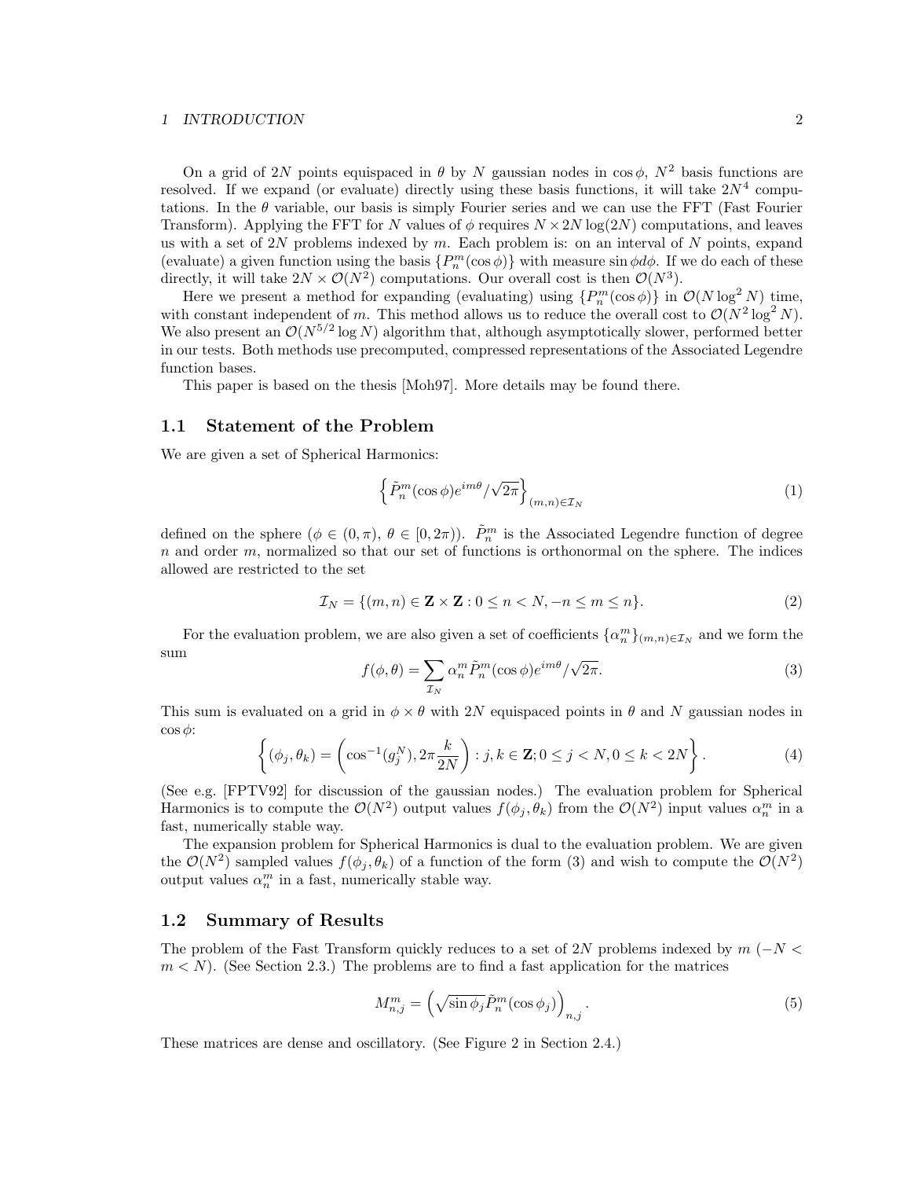On a grid of $2N$ points equispaced in $\theta$ by $N$ gaussian nodes in $\cos\phi$, $N^2$ basis functions are resolved. If we expand (or evaluate) directly using these basis functions, it will take $2N^4$ computations. In the $\theta$ variable, our basis is simply Fourier series and we can use the FFT (Fast Fourier Transform). Applying the FFT for $N$ values of $\phi$ requires $N \times 2N\log(2N)$ computations, and leaves us with a set of $2N$ problems indexed by $m$. Each problem is: on an interval of $N$ points, expand (evaluate) a given function using the basis $\{P_n^m(\cos\phi)\}$ with measure $\sin\phi d\phi$. If we do each of these directly, it will take $2N \times \mathcal{O}(N^2)$ computations. Our overall cost is then $\mathcal{O}(N^3)$.

Here we present a method for expanding (evaluating) using $\{P_n^m(\cos\phi)\}$ in $\mathcal{O}(N\log^2 N)$ time, with constant independent of $m$. This method allows us to reduce the overall cost to $\mathcal{O}(N^2\log^2 N)$. We also present an $\mathcal{O}(N^{5/2}\log N)$ algorithm that, although asymptotically slower, performed better in our tests. Both methods use precomputed, compressed representations of the Associated Legendre function bases.

This paper is based on the thesis [Moh97]. More details may be found there.

## 1.1 Statement of the Problem

We are given a set of Spherical Harmonics:

$$\left\{\tilde{P}_n^m(\cos\phi)e^{im\theta}/\sqrt{2\pi}\right\}_{(m,n)\in\mathcal{I}_N} \tag{1}$$

defined on the sphere ($\phi \in (0,\pi)$, $\theta \in [0,2\pi)$). $\tilde{P}_n^m$ is the Associated Legendre function of degree $n$ and order $m$, normalized so that our set of functions is orthonormal on the sphere. The indices allowed are restricted to the set

$$\mathcal{I}_N = \{(m,n) \in \mathbf{Z}\times\mathbf{Z} : 0 \le n < N, -n \le m \le n\}. \tag{2}$$

For the evaluation problem, we are also given a set of coefficients $\{\alpha_n^m\}_{(m,n)\in\mathcal{I}_N}$ and we form the sum

$$f(\phi,\theta) = \sum_{\mathcal{I}_N} \alpha_n^m \tilde{P}_n^m(\cos\phi)e^{im\theta}/\sqrt{2\pi}. \tag{3}$$

This sum is evaluated on a grid in $\phi\times\theta$ with $2N$ equispaced points in $\theta$ and $N$ gaussian nodes in $\cos\phi$:

$$\left\{(\phi_j,\theta_k) = \left(\cos^{-1}(g_j^N), 2\pi\frac{k}{2N}\right) : j,k \in \mathbf{Z}; 0 \le j < N, 0 \le k < 2N\right\}. \tag{4}$$

(See e.g. [FPTV92] for discussion of the gaussian nodes.) The evaluation problem for Spherical Harmonics is to compute the $\mathcal{O}(N^2)$ output values $f(\phi_j,\theta_k)$ from the $\mathcal{O}(N^2)$ input values $\alpha_n^m$ in a fast, numerically stable way.

The expansion problem for Spherical Harmonics is dual to the evaluation problem. We are given the $\mathcal{O}(N^2)$ sampled values $f(\phi_j,\theta_k)$ of a function of the form (3) and wish to compute the $\mathcal{O}(N^2)$ output values $\alpha_n^m$ in a fast, numerically stable way.

## 1.2 Summary of Results

The problem of the Fast Transform quickly reduces to a set of $2N$ problems indexed by $m$ ($-N < m < N$). (See Section 2.3.) The problems are to find a fast application for the matrices

$$M_{n,j}^m = \left(\sqrt{\sin\phi_j}\,\tilde{P}_n^m(\cos\phi_j)\right)_{n,j}. \tag{5}$$

These matrices are dense and oscillatory. (See Figure 2 in Section 2.4.)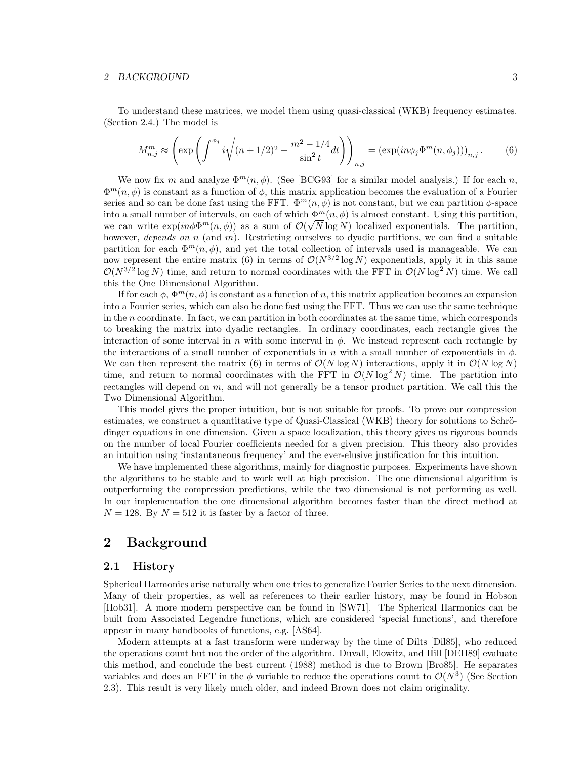To understand these matrices, we model them using quasi-classical (WKB) frequency estimates. (Section 2.4.) The model is

$$M^m_{n,j} \approx \left( \exp \left( \int^{\phi_j} i\sqrt{(n+1/2)^2 - \frac{m^2 - 1/4}{\sin^2 t}} dt \right) \right)_{n,j} = \left( \exp(in\phi_j \Phi^m(n, \phi_j)) \right)_{n,j}. \tag{6}$$

We now fix $m$ and analyze $\Phi^m(n, \phi)$. (See [BCG93] for a similar model analysis.) If for each $n$, $\Phi^m(n, \phi)$ is constant as a function of $\phi$, this matrix application becomes the evaluation of a Fourier series and so can be done fast using the FFT. $\Phi^m(n, \phi)$ is not constant, but we can partition $\phi$-space into a small number of intervals, on each of which $\Phi^m(n, \phi)$ is almost constant. Using this partition, we can write $\exp(in\phi\Phi^m(n, \phi))$ as a sum of $\mathcal{O}(\sqrt{N} \log N)$ localized exponentials. The partition, however, *depends on* $n$ (and $m$). Restricting ourselves to dyadic partitions, we can find a suitable partition for each $\Phi^m(n, \phi)$, and yet the total collection of intervals used is manageable. We can now represent the entire matrix (6) in terms of $\mathcal{O}(N^{3/2} \log N)$ exponentials, apply it in this same $\mathcal{O}(N^{3/2} \log N)$ time, and return to normal coordinates with the FFT in $\mathcal{O}(N \log^2 N)$ time. We call this the One Dimensional Algorithm.

If for each $\phi$, $\Phi^m(n, \phi)$ is constant as a function of $n$, this matrix application becomes an expansion into a Fourier series, which can also be done fast using the FFT. Thus we can use the same technique in the $n$ coordinate. In fact, we can partition in both coordinates at the same time, which corresponds to breaking the matrix into dyadic rectangles. In ordinary coordinates, each rectangle gives the interaction of some interval in $n$ with some interval in $\phi$. We instead represent each rectangle by the interactions of a small number of exponentials in $n$ with a small number of exponentials in $\phi$. We can then represent the matrix (6) in terms of $\mathcal{O}(N \log N)$ interactions, apply it in $\mathcal{O}(N \log N)$ time, and return to normal coordinates with the FFT in $\mathcal{O}(N \log^2 N)$ time. The partition into rectangles will depend on $m$, and will not generally be a tensor product partition. We call this the Two Dimensional Algorithm.

This model gives the proper intuition, but is not suitable for proofs. To prove our compression estimates, we construct a quantitative type of Quasi-Classical (WKB) theory for solutions to Schrödinger equations in one dimension. Given a space localization, this theory gives us rigorous bounds on the number of local Fourier coefficients needed for a given precision. This theory also provides an intuition using 'instantaneous frequency' and the ever-elusive justification for this intuition.

We have implemented these algorithms, mainly for diagnostic purposes. Experiments have shown the algorithms to be stable and to work well at high precision. The one dimensional algorithm is outperforming the compression predictions, while the two dimensional is not performing as well. In our implementation the one dimensional algorithm becomes faster than the direct method at $N = 128$. By $N = 512$ it is faster by a factor of three.

## 2 Background

### 2.1 History

Spherical Harmonics arise naturally when one tries to generalize Fourier Series to the next dimension. Many of their properties, as well as references to their earlier history, may be found in Hobson [Hob31]. A more modern perspective can be found in [SW71]. The Spherical Harmonics can be built from Associated Legendre functions, which are considered 'special functions', and therefore appear in many handbooks of functions, e.g. [AS64].

Modern attempts at a fast transform were underway by the time of Dilts [Dil85], who reduced the operations count but not the order of the algorithm. Duvall, Elowitz, and Hill [DEH89] evaluate this method, and conclude the best current (1988) method is due to Brown [Bro85]. He separates variables and does an FFT in the $\phi$ variable to reduce the operations count to $\mathcal{O}(N^3)$ (See Section 2.3). This result is very likely much older, and indeed Brown does not claim originality.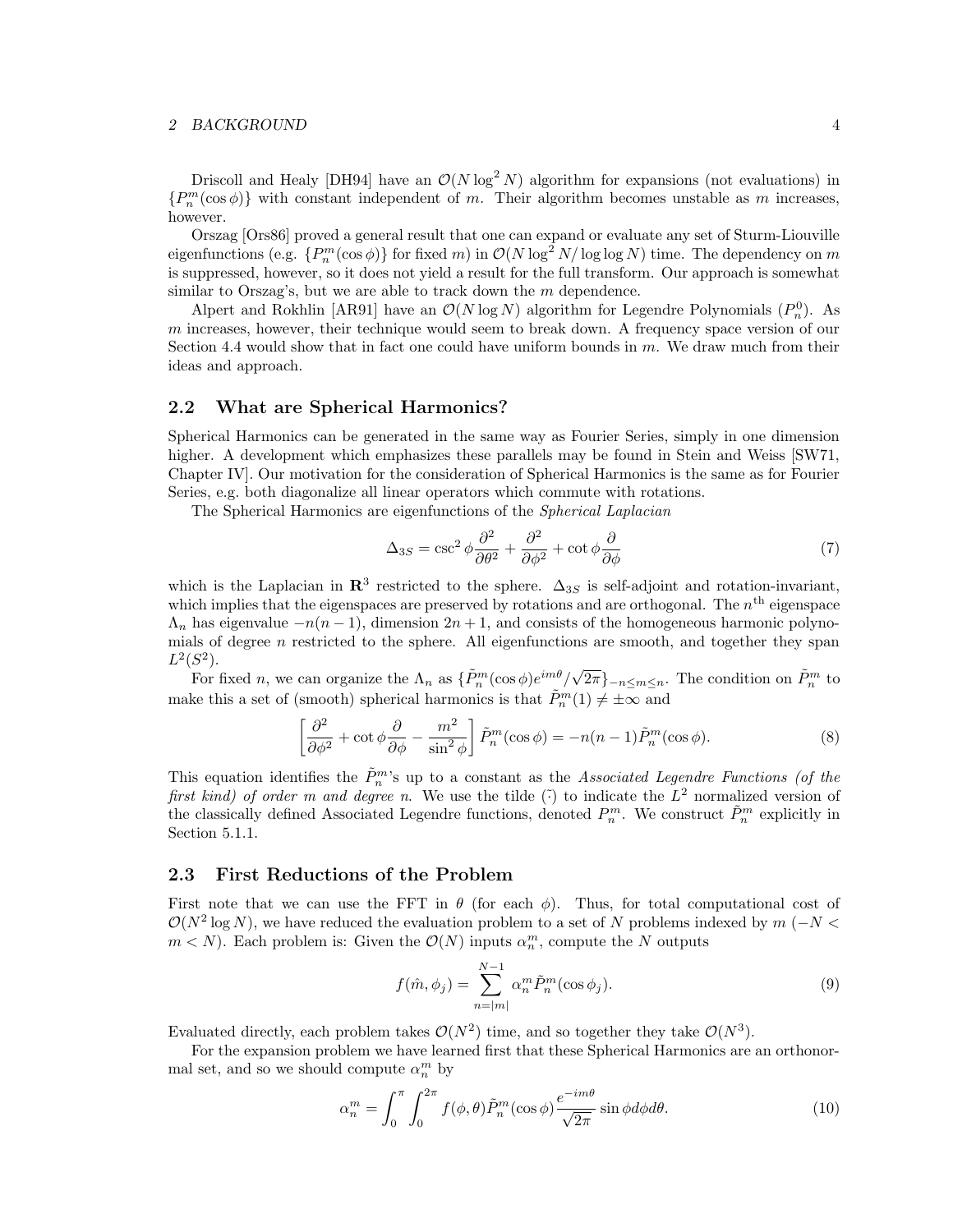Driscoll and Healy [DH94] have an $\mathcal{O}(N \log^2 N)$ algorithm for expansions (not evaluations) in $\{P_n^m(\cos\phi)\}$ with constant independent of $m$. Their algorithm becomes unstable as $m$ increases, however.

Orszag [Ors86] proved a general result that one can expand or evaluate any set of Sturm-Liouville eigenfunctions (e.g. $\{P_n^m(\cos\phi)\}$ for fixed $m$) in $\mathcal{O}(N \log^2 N / \log\log N)$ time. The dependency on $m$ is suppressed, however, so it does not yield a result for the full transform. Our approach is somewhat similar to Orszag's, but we are able to track down the $m$ dependence.

Alpert and Rokhlin [AR91] have an $\mathcal{O}(N \log N)$ algorithm for Legendre Polynomials ($P_n^0$). As $m$ increases, however, their technique would seem to break down. A frequency space version of our Section 4.4 would show that in fact one could have uniform bounds in $m$. We draw much from their ideas and approach.

## 2.2 What are Spherical Harmonics?

Spherical Harmonics can be generated in the same way as Fourier Series, simply in one dimension higher. A development which emphasizes these parallels may be found in Stein and Weiss [SW71, Chapter IV]. Our motivation for the consideration of Spherical Harmonics is the same as for Fourier Series, e.g. both diagonalize all linear operators which commute with rotations.

The Spherical Harmonics are eigenfunctions of the *Spherical Laplacian*

$$\Delta_{3S} = \csc^2\phi \frac{\partial^2}{\partial\theta^2} + \frac{\partial^2}{\partial\phi^2} + \cot\phi \frac{\partial}{\partial\phi} \tag{7}$$

which is the Laplacian in $\mathbf{R}^3$ restricted to the sphere. $\Delta_{3S}$ is self-adjoint and rotation-invariant, which implies that the eigenspaces are preserved by rotations and are orthogonal. The $n^{\text{th}}$ eigenspace $\Lambda_n$ has eigenvalue $-n(n-1)$, dimension $2n+1$, and consists of the homogeneous harmonic polynomials of degree $n$ restricted to the sphere. All eigenfunctions are smooth, and together they span $L^2(S^2)$.

For fixed $n$, we can organize the $\Lambda_n$ as $\{\tilde{P}_n^m(\cos\phi)e^{im\theta}/\sqrt{2\pi}\}_{-n\leq m\leq n}$. The condition on $\tilde{P}_n^m$ to make this a set of (smooth) spherical harmonics is that $\tilde{P}_n^m(1) \neq \pm\infty$ and

$$\left[\frac{\partial^2}{\partial\phi^2} + \cot\phi\frac{\partial}{\partial\phi} - \frac{m^2}{\sin^2\phi}\right]\tilde{P}_n^m(\cos\phi) = -n(n-1)\tilde{P}_n^m(\cos\phi). \tag{8}$$

This equation identifies the $\tilde{P}_n^m$'s up to a constant as the *Associated Legendre Functions (of the first kind) of order m and degree n.* We use the tilde $(\tilde{\cdot})$ to indicate the $L^2$ normalized version of the classically defined Associated Legendre functions, denoted $P_n^m$. We construct $\tilde{P}_n^m$ explicitly in Section 5.1.1.

## 2.3 First Reductions of the Problem

First note that we can use the FFT in $\theta$ (for each $\phi$). Thus, for total computational cost of $\mathcal{O}(N^2\log N)$, we have reduced the evaluation problem to a set of $N$ problems indexed by $m$ ($-N < m < N$). Each problem is: Given the $\mathcal{O}(N)$ inputs $\alpha_n^m$, compute the $N$ outputs

$$f(\hat{m}, \phi_j) = \sum_{n=|m|}^{N-1} \alpha_n^m \tilde{P}_n^m(\cos\phi_j). \tag{9}$$

Evaluated directly, each problem takes $\mathcal{O}(N^2)$ time, and so together they take $\mathcal{O}(N^3)$.

For the expansion problem we have learned first that these Spherical Harmonics are an orthonormal set, and so we should compute $\alpha_n^m$ by

$$\alpha_n^m = \int_0^\pi \int_0^{2\pi} f(\phi,\theta)\tilde{P}_n^m(\cos\phi)\frac{e^{-im\theta}}{\sqrt{2\pi}}\sin\phi\, d\phi\, d\theta. \tag{10}$$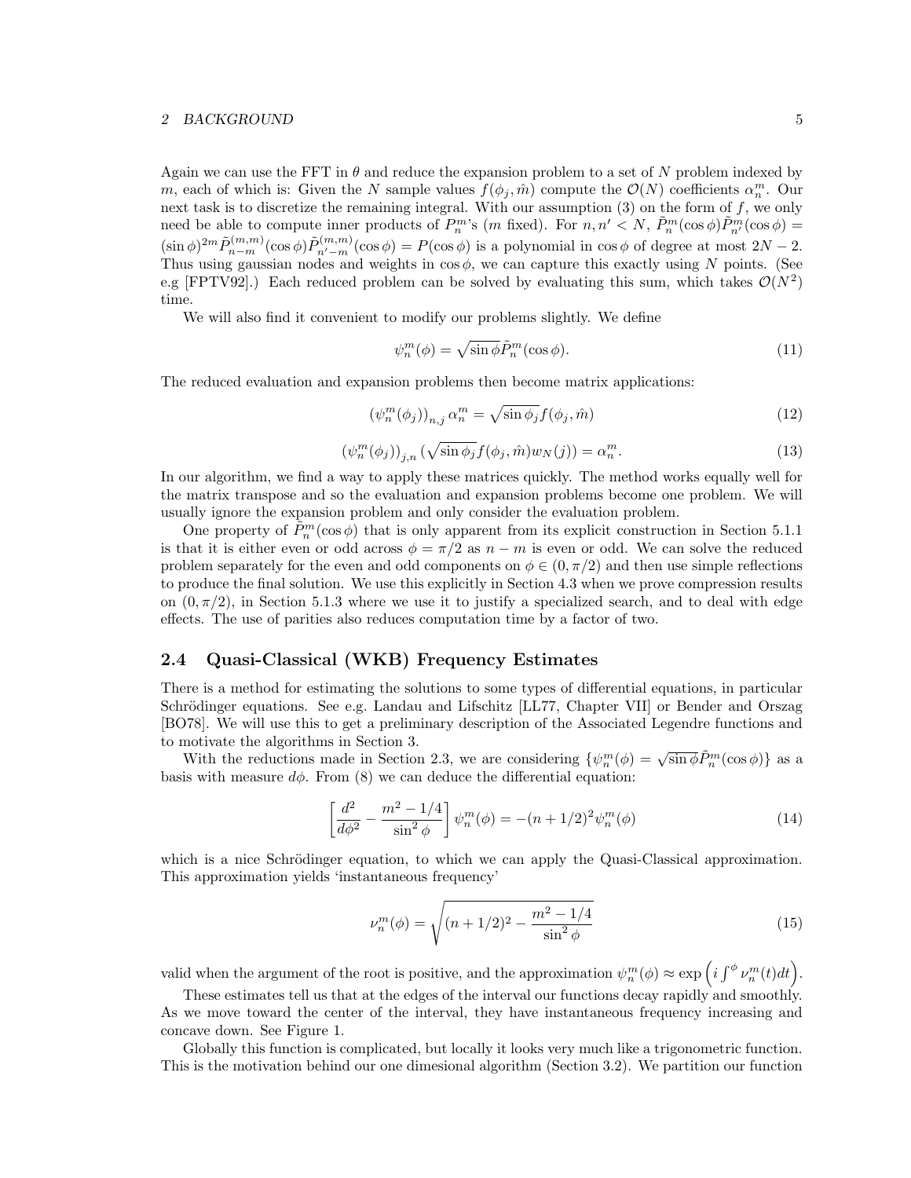Again we can use the FFT in $\theta$ and reduce the expansion problem to a set of $N$ problem indexed by $m$, each of which is: Given the $N$ sample values $f(\phi_j, \hat{m})$ compute the $\mathcal{O}(N)$ coefficients $\alpha_n^m$. Our next task is to discretize the remaining integral. With our assumption (3) on the form of $f$, we only need be able to compute inner products of $P_n^m$'s ($m$ fixed). For $n, n' < N$, $\tilde{P}_n^m(\cos\phi)\tilde{P}_{n'}^m(\cos\phi) = (\sin\phi)^{2m}\tilde{P}_{n-m}^{(m,m)}(\cos\phi)\tilde{P}_{n'-m}^{(m,m)}(\cos\phi) = P(\cos\phi)$ is a polynomial in $\cos\phi$ of degree at most $2N-2$. Thus using gaussian nodes and weights in $\cos\phi$, we can capture this exactly using $N$ points. (See e.g [FPTV92].) Each reduced problem can be solved by evaluating this sum, which takes $\mathcal{O}(N^2)$ time.

We will also find it convenient to modify our problems slightly. We define

$$\psi_n^m(\phi) = \sqrt{\sin\phi}\,\tilde{P}_n^m(\cos\phi). \tag{11}$$

The reduced evaluation and expansion problems then become matrix applications:

$$\left(\psi_n^m(\phi_j)\right)_{n,j}\alpha_n^m = \sqrt{\sin\phi_j}\,f(\phi_j, \hat{m}) \tag{12}$$

$$\left(\psi_n^m(\phi_j)\right)_{j,n}\left(\sqrt{\sin\phi_j}\,f(\phi_j, \hat{m})w_N(j)\right) = \alpha_n^m. \tag{13}$$

In our algorithm, we find a way to apply these matrices quickly. The method works equally well for the matrix transpose and so the evaluation and expansion problems become one problem. We will usually ignore the expansion problem and only consider the evaluation problem.

One property of $\tilde{P}_n^m(\cos\phi)$ that is only apparent from its explicit construction in Section 5.1.1 is that it is either even or odd across $\phi = \pi/2$ as $n-m$ is even or odd. We can solve the reduced problem separately for the even and odd components on $\phi \in (0, \pi/2)$ and then use simple reflections to produce the final solution. We use this explicitly in Section 4.3 when we prove compression results on $(0, \pi/2)$, in Section 5.1.3 where we use it to justify a specialized search, and to deal with edge effects. The use of parities also reduces computation time by a factor of two.

### 2.4 Quasi-Classical (WKB) Frequency Estimates

There is a method for estimating the solutions to some types of differential equations, in particular Schrödinger equations. See e.g. Landau and Lifschitz [LL77, Chapter VII] or Bender and Orszag [BO78]. We will use this to get a preliminary description of the Associated Legendre functions and to motivate the algorithms in Section 3.

With the reductions made in Section 2.3, we are considering $\{\psi_n^m(\phi) = \sqrt{\sin\phi}\,\tilde{P}_n^m(\cos\phi)\}$ as a basis with measure $d\phi$. From (8) we can deduce the differential equation:

$$\left[\frac{d^2}{d\phi^2} - \frac{m^2 - 1/4}{\sin^2\phi}\right]\psi_n^m(\phi) = -(n+1/2)^2\psi_n^m(\phi) \tag{14}$$

which is a nice Schrödinger equation, to which we can apply the Quasi-Classical approximation. This approximation yields 'instantaneous frequency'

$$\nu_n^m(\phi) = \sqrt{(n+1/2)^2 - \frac{m^2 - 1/4}{\sin^2\phi}} \tag{15}$$

valid when the argument of the root is positive, and the approximation $\psi_n^m(\phi) \approx \exp\left(i\int^\phi \nu_n^m(t)dt\right)$.

These estimates tell us that at the edges of the interval our functions decay rapidly and smoothly. As we move toward the center of the interval, they have instantaneous frequency increasing and concave down. See Figure 1.

Globally this function is complicated, but locally it looks very much like a trigonometric function. This is the motivation behind our one dimesional algorithm (Section 3.2). We partition our function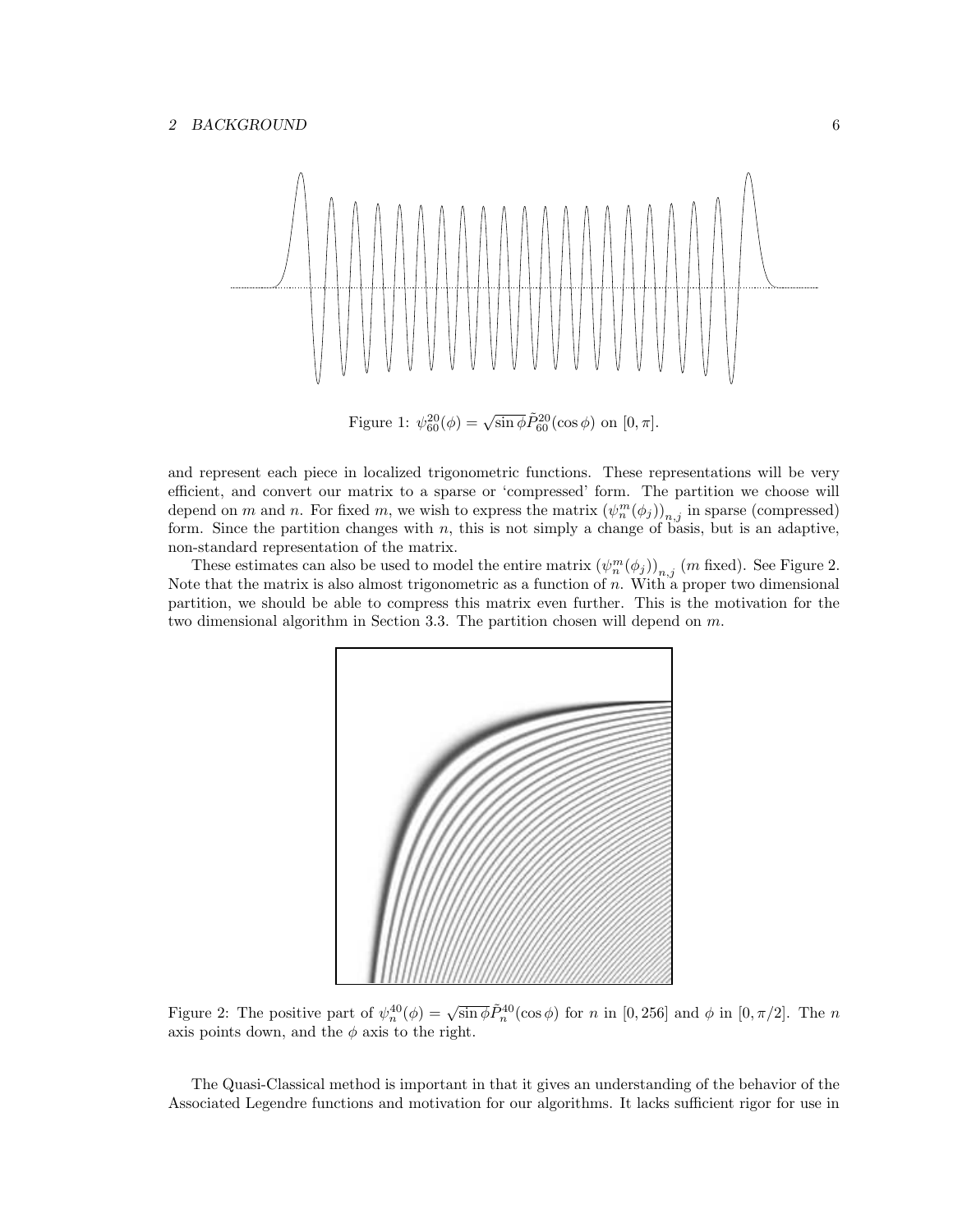Figure 1: $\psi_{60}^{20}(\phi) = \sqrt{\sin\phi}\tilde{P}_{60}^{20}(\cos\phi)$ on $[0, \pi]$.

and represent each piece in localized trigonometric functions. These representations will be very efficient, and convert our matrix to a sparse or 'compressed' form. The partition we choose will depend on $m$ and $n$. For fixed $m$, we wish to express the matrix $\left(\psi_n^m(\phi_j)\right)_{n,j}$ in sparse (compressed) form. Since the partition changes with $n$, this is not simply a change of basis, but is an adaptive, non-standard representation of the matrix.

These estimates can also be used to model the entire matrix $\left(\psi_n^m(\phi_j)\right)_{n,j}$ ($m$ fixed). See Figure 2. Note that the matrix is also almost trigonometric as a function of $n$. With a proper two dimensional partition, we should be able to compress this matrix even further. This is the motivation for the two dimensional algorithm in Section 3.3. The partition chosen will depend on $m$.

Figure 2: The positive part of $\psi_n^{40}(\phi) = \sqrt{\sin\phi}\tilde{P}_n^{40}(\cos\phi)$ for $n$ in $[0, 256]$ and $\phi$ in $[0, \pi/2]$. The $n$ axis points down, and the $\phi$ axis to the right.

The Quasi-Classical method is important in that it gives an understanding of the behavior of the Associated Legendre functions and motivation for our algorithms. It lacks sufficient rigor for use in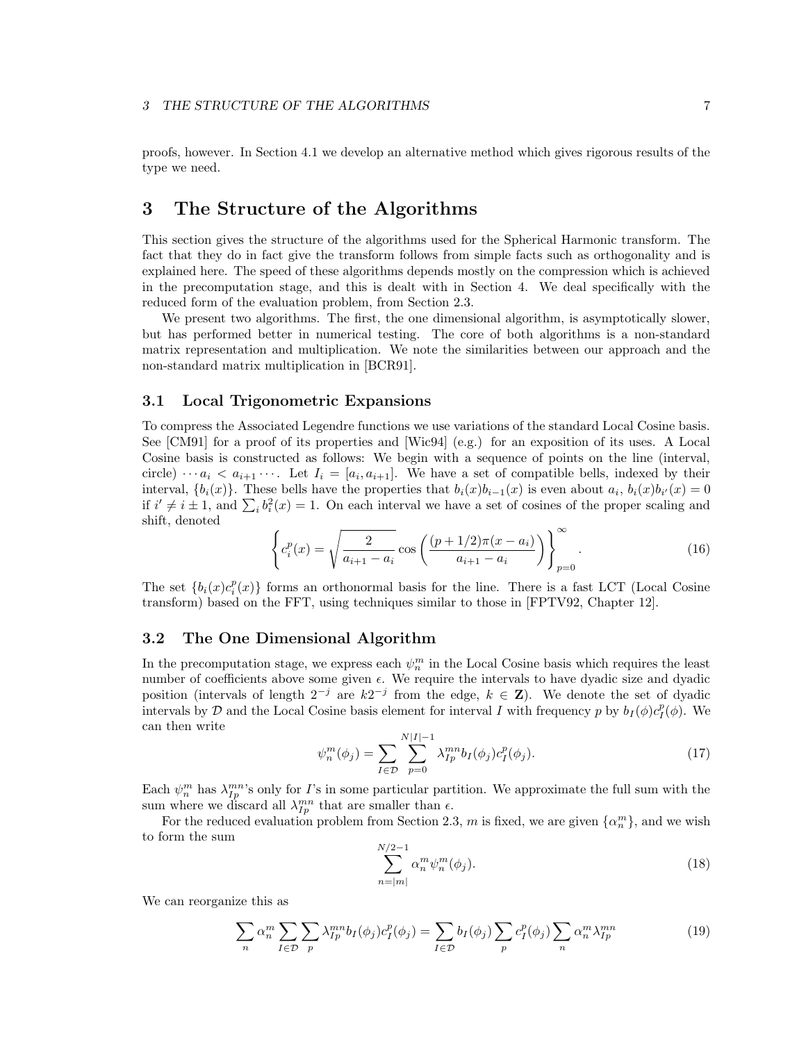proofs, however. In Section 4.1 we develop an alternative method which gives rigorous results of the type we need.

# 3 The Structure of the Algorithms

This section gives the structure of the algorithms used for the Spherical Harmonic transform. The fact that they do in fact give the transform follows from simple facts such as orthogonality and is explained here. The speed of these algorithms depends mostly on the compression which is achieved in the precomputation stage, and this is dealt with in Section 4. We deal specifically with the reduced form of the evaluation problem, from Section 2.3.

We present two algorithms. The first, the one dimensional algorithm, is asymptotically slower, but has performed better in numerical testing. The core of both algorithms is a non-standard matrix representation and multiplication. We note the similarities between our approach and the non-standard matrix multiplication in [BCR91].

## 3.1 Local Trigonometric Expansions

To compress the Associated Legendre functions we use variations of the standard Local Cosine basis. See [CM91] for a proof of its properties and [Wic94] (e.g.) for an exposition of its uses. A Local Cosine basis is constructed as follows: We begin with a sequence of points on the line (interval, circle) $\cdots a_i < a_{i+1} \cdots$. Let $I_i = [a_i, a_{i+1}]$. We have a set of compatible bells, indexed by their interval, $\{b_i(x)\}$. These bells have the properties that $b_i(x)b_{i-1}(x)$ is even about $a_i$, $b_i(x)b_{i'}(x) = 0$ if $i' \neq i \pm 1$, and $\sum_i b_i^2(x) = 1$. On each interval we have a set of cosines of the proper scaling and shift, denoted

$$\left\{ c_i^p(x) = \sqrt{\frac{2}{a_{i+1} - a_i}} \cos\left( \frac{(p+1/2)\pi(x - a_i)}{a_{i+1} - a_i} \right) \right\}_{p=0}^{\infty}. \tag{16}$$

The set $\{b_i(x)c_i^p(x)\}$ forms an orthonormal basis for the line. There is a fast LCT (Local Cosine transform) based on the FFT, using techniques similar to those in [FPTV92, Chapter 12].

## 3.2 The One Dimensional Algorithm

In the precomputation stage, we express each $\psi_n^m$ in the Local Cosine basis which requires the least number of coefficients above some given $\epsilon$. We require the intervals to have dyadic size and dyadic position (intervals of length $2^{-j}$ are $k2^{-j}$ from the edge, $k \in \mathbf{Z}$). We denote the set of dyadic intervals by $\mathcal{D}$ and the Local Cosine basis element for interval $I$ with frequency $p$ by $b_I(\phi)c_I^p(\phi)$. We can then write

$$\psi_n^m(\phi_j) = \sum_{I \in \mathcal{D}} \sum_{p=0}^{N|I|-1} \lambda_{Ip}^{mn} b_I(\phi_j) c_I^p(\phi_j). \tag{17}$$

Each $\psi_n^m$ has $\lambda_{Ip}^{mn}$'s only for $I$'s in some particular partition. We approximate the full sum with the sum where we discard all $\lambda_{Ip}^{mn}$ that are smaller than $\epsilon$.

For the reduced evaluation problem from Section 2.3, $m$ is fixed, we are given $\{\alpha_n^m\}$, and we wish to form the sum

$$\sum_{n=|m|}^{N/2-1} \alpha_n^m \psi_n^m(\phi_j). \tag{18}$$

We can reorganize this as

$$\sum_n \alpha_n^m \sum_{I \in \mathcal{D}} \sum_p \lambda_{Ip}^{mn} b_I(\phi_j) c_I^p(\phi_j) = \sum_{I \in \mathcal{D}} b_I(\phi_j) \sum_p c_I^p(\phi_j) \sum_n \alpha_n^m \lambda_{Ip}^{mn} \tag{19}$$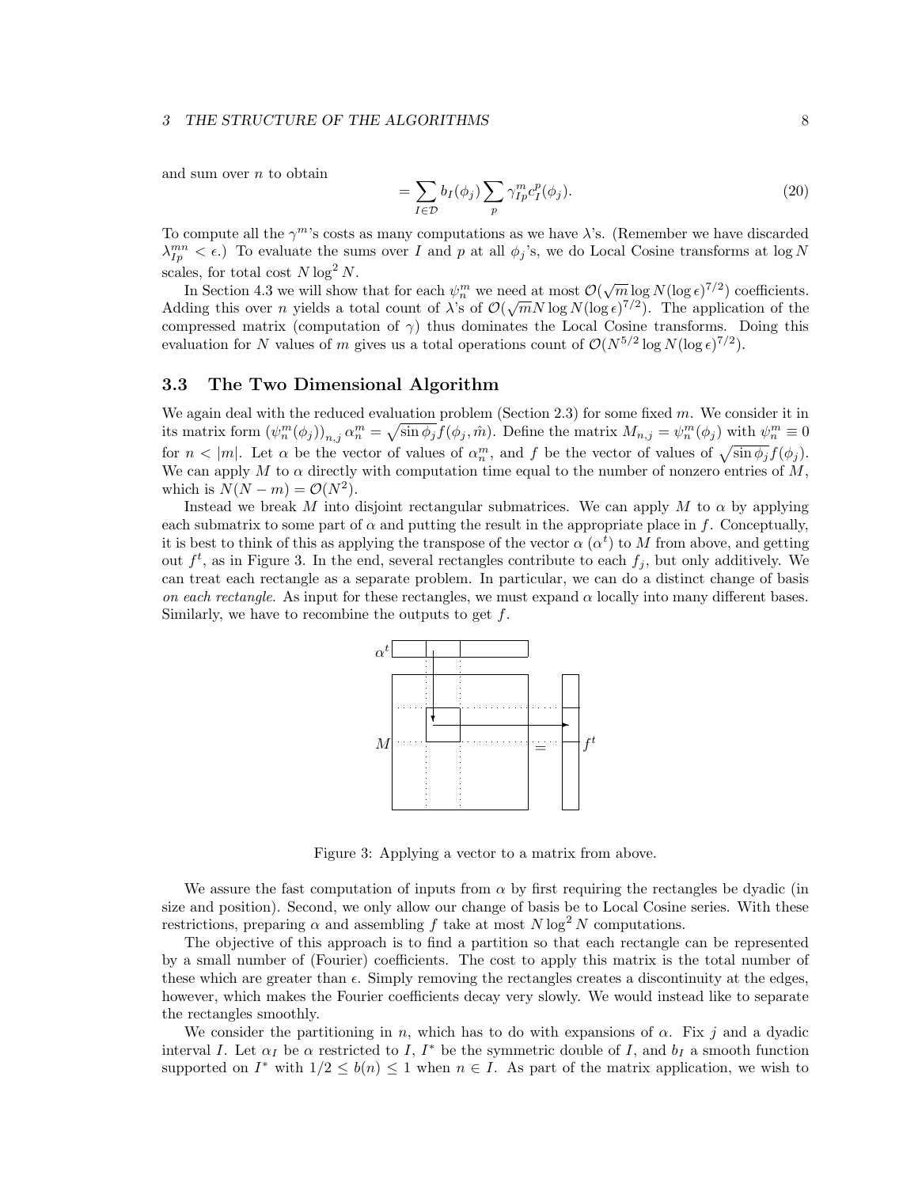and sum over $n$ to obtain

$$= \sum_{I \in \mathcal{D}} b_I(\phi_j) \sum_p \gamma^m_{Ip} c^p_I(\phi_j). \tag{20}$$

To compute all the $\gamma^m$'s costs as many computations as we have $\lambda$'s. (Remember we have discarded $\lambda^{mn}_{Ip} < \epsilon$.) To evaluate the sums over $I$ and $p$ at all $\phi_j$'s, we do Local Cosine transforms at $\log N$ scales, for total cost $N \log^2 N$.

In Section 4.3 we will show that for each $\psi^m_n$ we need at most $\mathcal{O}(\sqrt{m} \log N (\log \epsilon)^{7/2})$ coefficients. Adding this over $n$ yields a total count of $\lambda$'s of $\mathcal{O}(\sqrt{m} N \log N (\log \epsilon)^{7/2})$. The application of the compressed matrix (computation of $\gamma$) thus dominates the Local Cosine transforms. Doing this evaluation for $N$ values of $m$ gives us a total operations count of $\mathcal{O}(N^{5/2} \log N (\log \epsilon)^{7/2})$.

### 3.3 The Two Dimensional Algorithm

We again deal with the reduced evaluation problem (Section 2.3) for some fixed $m$. We consider it in its matrix form $(\psi^m_n(\phi_j))_{n,j}\, \alpha^m_n = \sqrt{\sin \phi_j} f(\phi_j, \hat{m})$. Define the matrix $M_{n,j} = \psi^m_n(\phi_j)$ with $\psi^m_n \equiv 0$ for $n < |m|$. Let $\alpha$ be the vector of values of $\alpha^m_n$, and $f$ be the vector of values of $\sqrt{\sin \phi_j} f(\phi_j)$. We can apply $M$ to $\alpha$ directly with computation time equal to the number of nonzero entries of $M$, which is $N(N-m) = \mathcal{O}(N^2)$.

Instead we break $M$ into disjoint rectangular submatrices. We can apply $M$ to $\alpha$ by applying each submatrix to some part of $\alpha$ and putting the result in the appropriate place in $f$. Conceptually, it is best to think of this as applying the transpose of the vector $\alpha$ ($\alpha^t$) to $M$ from above, and getting out $f^t$, as in Figure 3. In the end, several rectangles contribute to each $f_j$, but only additively. We can treat each rectangle as a separate problem. In particular, we can do a distinct change of basis *on each rectangle*. As input for these rectangles, we must expand $\alpha$ locally into many different bases. Similarly, we have to recombine the outputs to get $f$.

Figure 3: Applying a vector to a matrix from above.

We assure the fast computation of inputs from $\alpha$ by first requiring the rectangles be dyadic (in size and position). Second, we only allow our change of basis be to Local Cosine series. With these restrictions, preparing $\alpha$ and assembling $f$ take at most $N \log^2 N$ computations.

The objective of this approach is to find a partition so that each rectangle can be represented by a small number of (Fourier) coefficients. The cost to apply this matrix is the total number of these which are greater than $\epsilon$. Simply removing the rectangles creates a discontinuity at the edges, however, which makes the Fourier coefficients decay very slowly. We would instead like to separate the rectangles smoothly.

We consider the partitioning in $n$, which has to do with expansions of $\alpha$. Fix $j$ and a dyadic interval $I$. Let $\alpha_I$ be $\alpha$ restricted to $I$, $I^*$ be the symmetric double of $I$, and $b_I$ a smooth function supported on $I^*$ with $1/2 \leq b(n) \leq 1$ when $n \in I$. As part of the matrix application, we wish to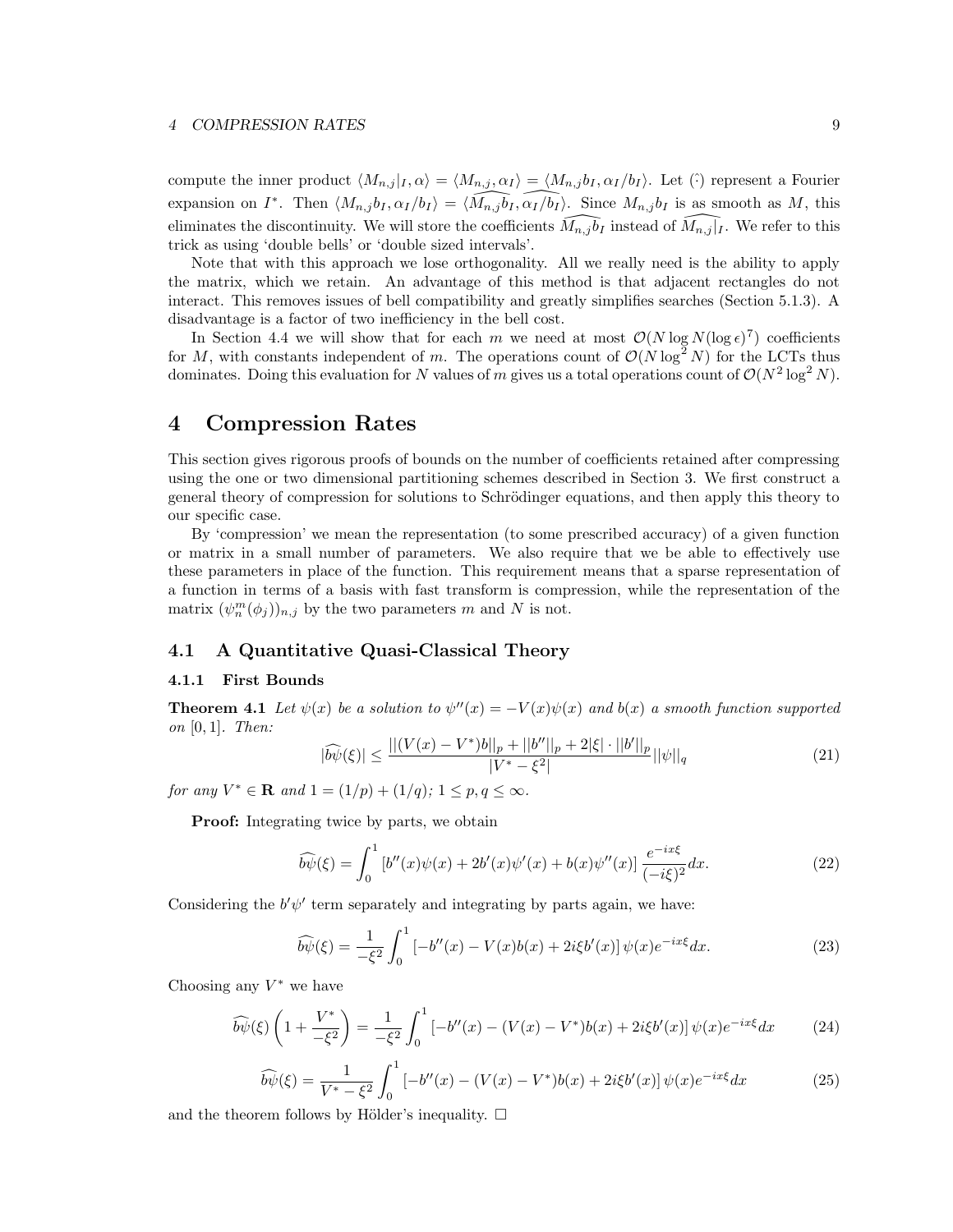compute the inner product $\langle M_{n,j}|_I, \alpha\rangle = \langle M_{n,j}, \alpha_I\rangle = \langle M_{n,j}b_I, \alpha_I/b_I\rangle$. Let $(\hat{\cdot})$ represent a Fourier expansion on $I^*$. Then $\langle M_{n,j}b_I, \alpha_I/b_I\rangle = \langle \widehat{M_{n,j}b_I}, \widehat{\alpha_I/b_I}\rangle$. Since $M_{n,j}b_I$ is as smooth as $M$, this eliminates the discontinuity. We will store the coefficients $\widehat{M_{n,j}b_I}$ instead of $\widehat{M_{n,j}|_I}$. We refer to this trick as using 'double bells' or 'double sized intervals'.

Note that with this approach we lose orthogonality. All we really need is the ability to apply the matrix, which we retain. An advantage of this method is that adjacent rectangles do not interact. This removes issues of bell compatibility and greatly simplifies searches (Section 5.1.3). A disadvantage is a factor of two inefficiency in the bell cost.

In Section 4.4 we will show that for each $m$ we need at most $\mathcal{O}(N \log N (\log \epsilon)^7)$ coefficients for $M$, with constants independent of $m$. The operations count of $\mathcal{O}(N \log^2 N)$ for the LCTs thus dominates. Doing this evaluation for $N$ values of $m$ gives us a total operations count of $\mathcal{O}(N^2 \log^2 N)$.

# 4 Compression Rates

This section gives rigorous proofs of bounds on the number of coefficients retained after compressing using the one or two dimensional partitioning schemes described in Section 3. We first construct a general theory of compression for solutions to Schrödinger equations, and then apply this theory to our specific case.

By 'compression' we mean the representation (to some prescribed accuracy) of a given function or matrix in a small number of parameters. We also require that we be able to effectively use these parameters in place of the function. This requirement means that a sparse representation of a function in terms of a basis with fast transform is compression, while the representation of the matrix $(\psi_n^m(\phi_j))_{n,j}$ by the two parameters $m$ and $N$ is not.

## 4.1 A Quantitative Quasi-Classical Theory

### 4.1.1 First Bounds

**Theorem 4.1** *Let $\psi(x)$ be a solution to $\psi''(x) = -V(x)\psi(x)$ and $b(x)$ a smooth function supported on $[0,1]$. Then:*

$$|\widehat{b\psi}(\xi)| \leq \frac{||(V(x)-V^*)b||_p + ||b''||_p + 2|\xi| \cdot ||b'||_p}{|V^* - \xi^2|} ||\psi||_q \tag{21}$$

*for any $V^* \in \mathbf{R}$ and $1 = (1/p) + (1/q)$; $1 \leq p, q \leq \infty$.*

**Proof:** Integrating twice by parts, we obtain

$$\widehat{b\psi}(\xi) = \int_0^1 \left[b''(x)\psi(x) + 2b'(x)\psi'(x) + b(x)\psi''(x)\right] \frac{e^{-ix\xi}}{(-i\xi)^2} dx. \tag{22}$$

Considering the $b'\psi'$ term separately and integrating by parts again, we have:

$$\widehat{b\psi}(\xi) = \frac{1}{-\xi^2} \int_0^1 \left[-b''(x) - V(x)b(x) + 2i\xi b'(x)\right] \psi(x) e^{-ix\xi} dx. \tag{23}$$

Choosing any $V^*$ we have

$$\widehat{b\psi}(\xi) \left(1 + \frac{V^*}{-\xi^2}\right) = \frac{1}{-\xi^2} \int_0^1 \left[-b''(x) - (V(x)-V^*)b(x) + 2i\xi b'(x)\right] \psi(x) e^{-ix\xi} dx \tag{24}$$

$$\widehat{b\psi}(\xi) = \frac{1}{V^* - \xi^2} \int_0^1 \left[-b''(x) - (V(x)-V^*)b(x) + 2i\xi b'(x)\right] \psi(x) e^{-ix\xi} dx \tag{25}$$

and the theorem follows by Hölder's inequality. $\square$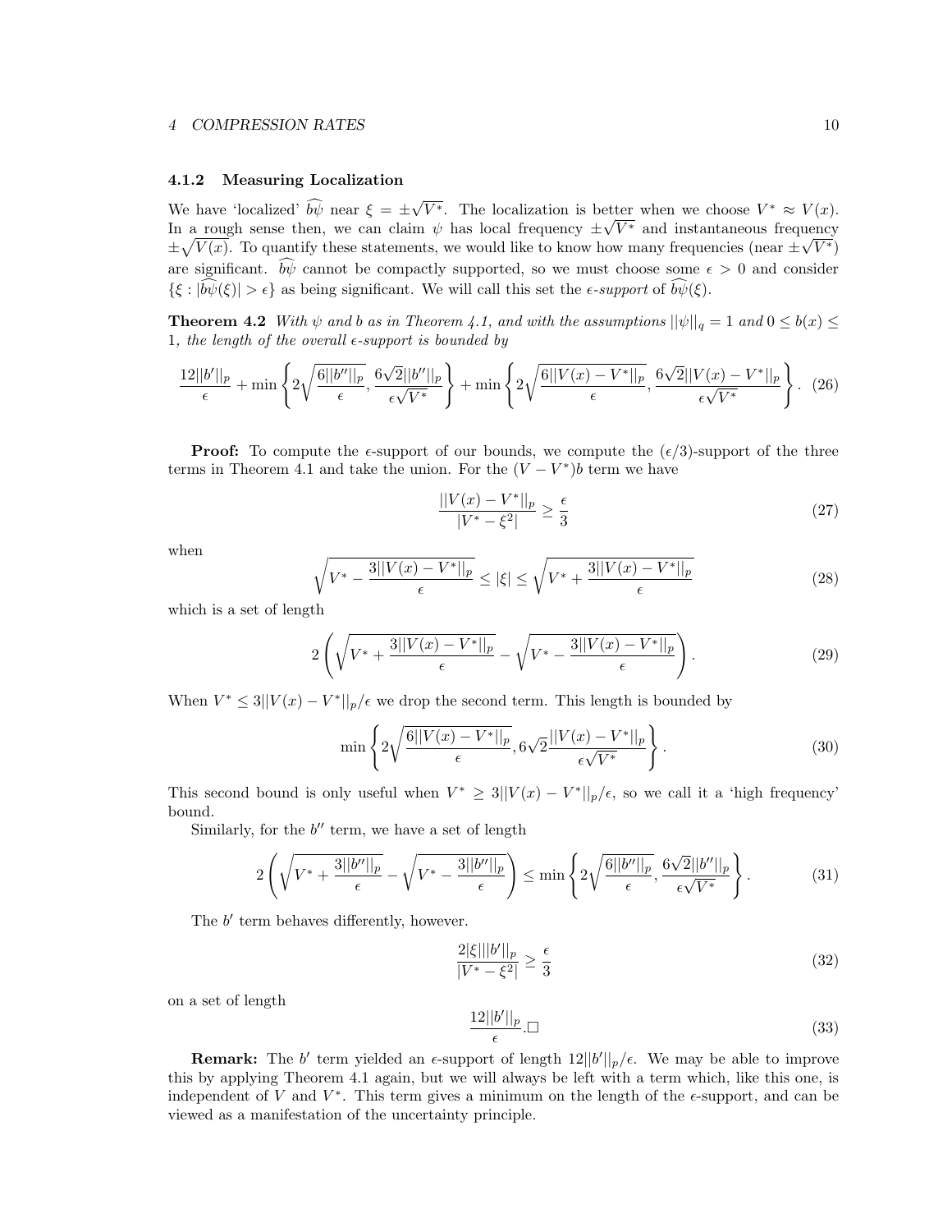#### 4.1.2 Measuring Localization

We have 'localized' $\widehat{b\psi}$ near $\xi = \pm\sqrt{V^*}$. The localization is better when we choose $V^* \approx V(x)$. In a rough sense then, we can claim $\psi$ has local frequency $\pm\sqrt{V^*}$ and instantaneous frequency $\pm\sqrt{V(x)}$. To quantify these statements, we would like to know how many frequencies (near $\pm\sqrt{V^*}$) are significant. $\widehat{b\psi}$ cannot be compactly supported, so we must choose some $\epsilon > 0$ and consider $\{\xi : |\widehat{b\psi}(\xi)| > \epsilon\}$ as being significant. We will call this set the *$\epsilon$-support* of $\widehat{b\psi}(\xi)$.

**Theorem 4.2** *With $\psi$ and $b$ as in Theorem 4.1, and with the assumptions $||\psi||_q = 1$ and $0 \le b(x) \le 1$, the length of the overall $\epsilon$-support is bounded by*

$$\frac{12||b'||_p}{\epsilon} + \min\left\{2\sqrt{\frac{6||b''||_p}{\epsilon}}, \frac{6\sqrt{2}||b''||_p}{\epsilon\sqrt{V^*}}\right\} + \min\left\{2\sqrt{\frac{6||V(x)-V^*||_p}{\epsilon}}, \frac{6\sqrt{2}||V(x)-V^*||_p}{\epsilon\sqrt{V^*}}\right\}. \quad (26)$$

**Proof:** To compute the $\epsilon$-support of our bounds, we compute the $(\epsilon/3)$-support of the three terms in Theorem 4.1 and take the union. For the $(V - V^*)b$ term we have

$$\frac{||V(x) - V^*||_p}{|V^* - \xi^2|} \ge \frac{\epsilon}{3} \quad (27)$$

when

$$\sqrt{V^* - \frac{3||V(x)-V^*||_p}{\epsilon}} \le |\xi| \le \sqrt{V^* + \frac{3||V(x)-V^*||_p}{\epsilon}} \quad (28)$$

which is a set of length

$$2\left(\sqrt{V^* + \frac{3||V(x)-V^*||_p}{\epsilon}} - \sqrt{V^* - \frac{3||V(x)-V^*||_p}{\epsilon}}\right). \quad (29)$$

When $V^* \le 3||V(x) - V^*||_p/\epsilon$ we drop the second term. This length is bounded by

$$\min\left\{2\sqrt{\frac{6||V(x)-V^*||_p}{\epsilon}}, 6\sqrt{2}\frac{||V(x)-V^*||_p}{\epsilon\sqrt{V^*}}\right\}. \quad (30)$$

This second bound is only useful when $V^* \ge 3||V(x) - V^*||_p/\epsilon$, so we call it a 'high frequency' bound.

Similarly, for the $b''$ term, we have a set of length

$$2\left(\sqrt{V^* + \frac{3||b''||_p}{\epsilon}} - \sqrt{V^* - \frac{3||b''||_p}{\epsilon}}\right) \le \min\left\{2\sqrt{\frac{6||b''||_p}{\epsilon}}, \frac{6\sqrt{2}||b''||_p}{\epsilon\sqrt{V^*}}\right\}. \quad (31)$$

The $b'$ term behaves differently, however.

$$\frac{2|\xi|||b'||_p}{|V^* - \xi^2|} \ge \frac{\epsilon}{3} \quad (32)$$

on a set of length

$$\frac{12||b'||_p}{\epsilon}. \square \quad (33)$$

**Remark:** The $b'$ term yielded an $\epsilon$-support of length $12||b'||_p/\epsilon$. We may be able to improve this by applying Theorem 4.1 again, but we will always be left with a term which, like this one, is independent of $V$ and $V^*$. This term gives a minimum on the length of the $\epsilon$-support, and can be viewed as a manifestation of the uncertainty principle.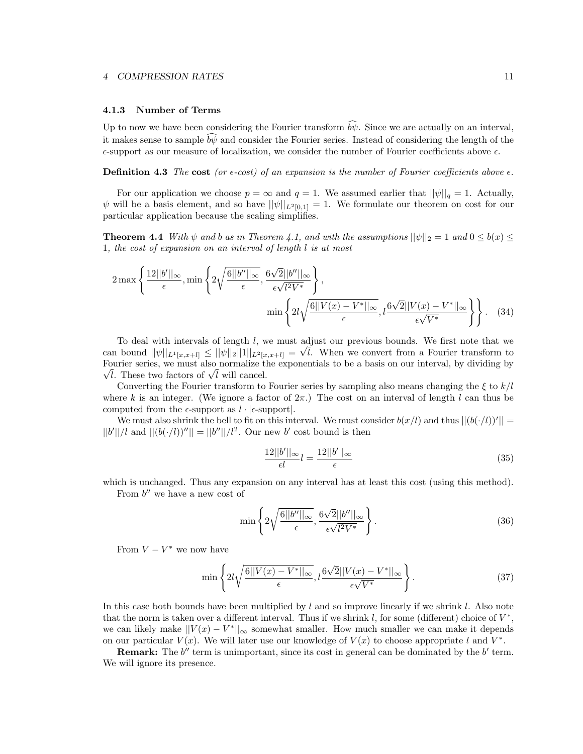### 4.1.3 Number of Terms

Up to now we have been considering the Fourier transform $\widehat{b\psi}$. Since we are actually on an interval, it makes sense to sample $\widehat{b\psi}$ and consider the Fourier series. Instead of considering the length of the $\epsilon$-support as our measure of localization, we consider the number of Fourier coefficients above $\epsilon$.

**Definition 4.3** *The* **cost** *(or $\epsilon$-cost) of an expansion is the number of Fourier coefficients above $\epsilon$.*

For our application we choose $p = \infty$ and $q = 1$. We assumed earlier that $||\psi||_q = 1$. Actually, $\psi$ will be a basis element, and so have $||\psi||_{L^2[0,1]} = 1$. We formulate our theorem on cost for our particular application because the scaling simplifies.

**Theorem 4.4** *With $\psi$ and $b$ as in Theorem 4.1, and with the assumptions $||\psi||_2 = 1$ and $0 \leq b(x) \leq 1$, the cost of expansion on an interval of length $l$ is at most*

$$2\max\left\{\frac{12||b'||_\infty}{\epsilon}, \min\left\{2\sqrt{\frac{6||b''||_\infty}{\epsilon}}, \frac{6\sqrt{2}||b''||_\infty}{\epsilon\sqrt{l^2V^*}}\right\}, \min\left\{2l\sqrt{\frac{6||V(x)-V^*||_\infty}{\epsilon}}, l\frac{6\sqrt{2}||V(x)-V^*||_\infty}{\epsilon\sqrt{V^*}}\right\}\right\}. \quad (34)$$

To deal with intervals of length $l$, we must adjust our previous bounds. We first note that we can bound $||\psi||_{L^1[x,x+l]} \leq ||\psi||_2||1||_{L^2[x,x+l]} = \sqrt{l}$. When we convert from a Fourier transform to Fourier series, we must also normalize the exponentials to be a basis on our interval, by dividing by $\sqrt{l}$. These two factors of $\sqrt{l}$ will cancel.

Converting the Fourier transform to Fourier series by sampling also means changing the $\xi$ to $k/l$ where $k$ is an integer. (We ignore a factor of $2\pi$.) The cost on an interval of length $l$ can thus be computed from the $\epsilon$-support as $l \cdot |\epsilon\text{-support}|$.

We must also shrink the bell to fit on this interval. We must consider $b(x/l)$ and thus $||(b(\cdot/l))'|| = ||b'||/l$ and $||(b(\cdot/l))''|| = ||b''||/l^2$. Our new $b'$ cost bound is then

$$\frac{12||b'||_\infty}{\epsilon l}l = \frac{12||b'||_\infty}{\epsilon} \quad (35)$$

which is unchanged. Thus any expansion on any interval has at least this cost (using this method).

From $b''$ we have a new cost of

$$\min\left\{2\sqrt{\frac{6||b''||_\infty}{\epsilon}}, \frac{6\sqrt{2}||b''||_\infty}{\epsilon\sqrt{l^2V^*}}\right\}. \quad (36)$$

From $V - V^*$ we now have

$$\min\left\{2l\sqrt{\frac{6||V(x)-V^*||_\infty}{\epsilon}}, l\frac{6\sqrt{2}||V(x)-V^*||_\infty}{\epsilon\sqrt{V^*}}\right\}. \quad (37)$$

In this case both bounds have been multiplied by $l$ and so improve linearly if we shrink $l$. Also note that the norm is taken over a different interval. Thus if we shrink $l$, for some (different) choice of $V^*$, we can likely make $||V(x) - V^*||_\infty$ somewhat smaller. How much smaller we can make it depends on our particular $V(x)$. We will later use our knowledge of $V(x)$ to choose appropriate $l$ and $V^*$.

**Remark:** The $b''$ term is unimportant, since its cost in general can be dominated by the $b'$ term. We will ignore its presence.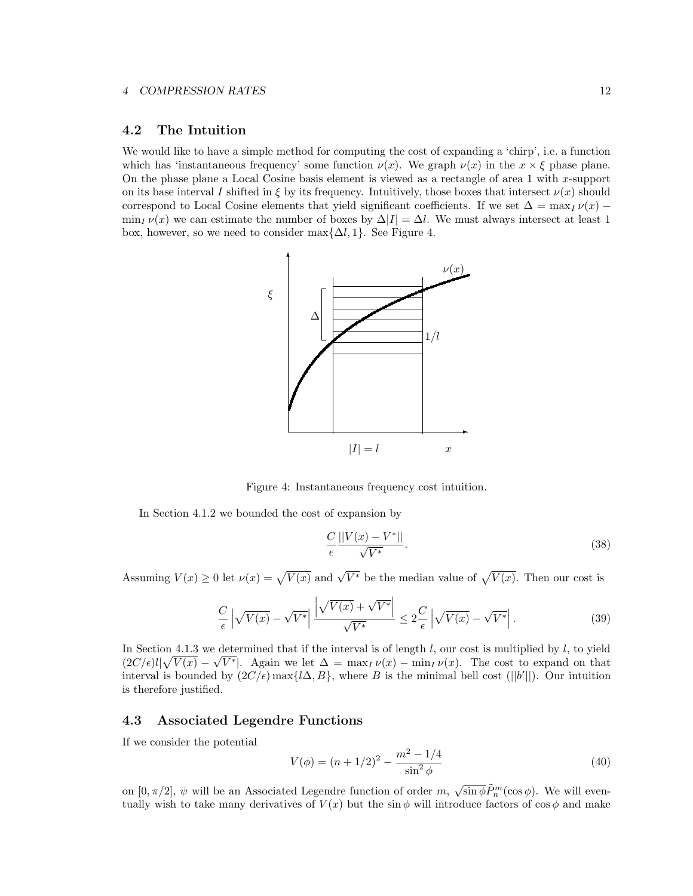## 4.2 The Intuition

We would like to have a simple method for computing the cost of expanding a 'chirp', i.e. a function which has 'instantaneous frequency' some function $\nu(x)$. We graph $\nu(x)$ in the $x \times \xi$ phase plane. On the phase plane a Local Cosine basis element is viewed as a rectangle of area 1 with $x$-support on its base interval $I$ shifted in $\xi$ by its frequency. Intuitively, those boxes that intersect $\nu(x)$ should correspond to Local Cosine elements that yield significant coefficients. If we set $\Delta = \max_I \nu(x) - \min_I \nu(x)$ we can estimate the number of boxes by $\Delta|I| = \Delta l$. We must always intersect at least 1 box, however, so we need to consider $\max\{\Delta l, 1\}$. See Figure 4.

Figure 4: Instantaneous frequency cost intuition.

In Section 4.1.2 we bounded the cost of expansion by

$$\frac{C}{\epsilon} \frac{||V(x) - V^*||}{\sqrt{V^*}}. \tag{38}$$

Assuming $V(x) \geq 0$ let $\nu(x) = \sqrt{V(x)}$ and $\sqrt{V^*}$ be the median value of $\sqrt{V(x)}$. Then our cost is

$$\frac{C}{\epsilon} \left| \sqrt{V(x)} - \sqrt{V^*} \right| \frac{\left| \sqrt{V(x)} + \sqrt{V^*} \right|}{\sqrt{V^*}} \leq 2\frac{C}{\epsilon} \left| \sqrt{V(x)} - \sqrt{V^*} \right|. \tag{39}$$

In Section 4.1.3 we determined that if the interval is of length $l$, our cost is multiplied by $l$, to yield $(2C/\epsilon)l|\sqrt{V(x)} - \sqrt{V^*}|$. Again we let $\Delta = \max_I \nu(x) - \min_I \nu(x)$. The cost to expand on that interval is bounded by $(2C/\epsilon)\max\{l\Delta, B\}$, where $B$ is the minimal bell cost ($||b'||$). Our intuition is therefore justified.

## 4.3 Associated Legendre Functions

If we consider the potential

$$V(\phi) = (n + 1/2)^2 - \frac{m^2 - 1/4}{\sin^2 \phi} \tag{40}$$

on $[0, \pi/2]$, $\psi$ will be an Associated Legendre function of order $m$, $\sqrt{\sin\phi}\tilde{P}_n^m(\cos\phi)$. We will eventually wish to take many derivatives of $V(x)$ but the $\sin\phi$ will introduce factors of $\cos\phi$ and make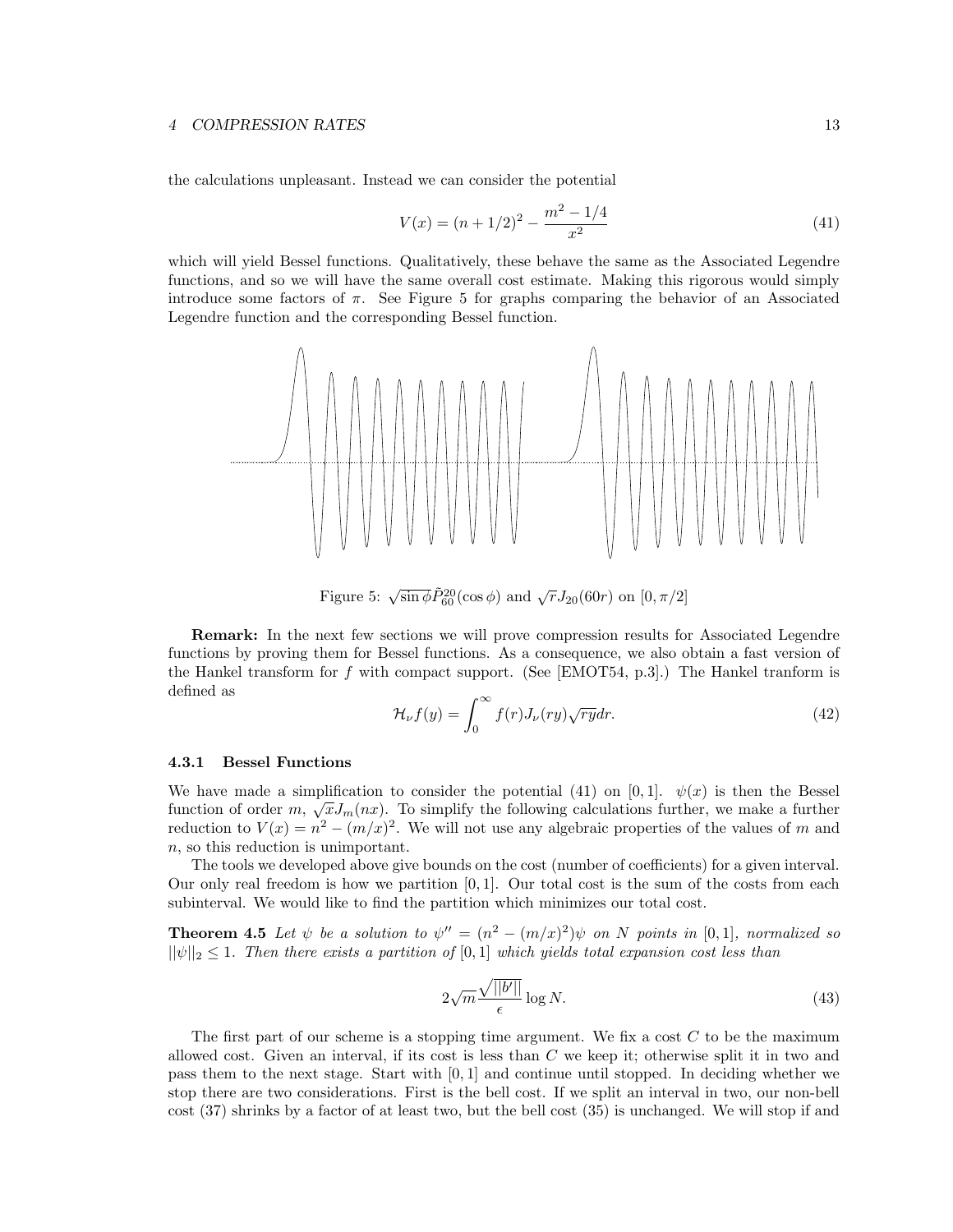the calculations unpleasant. Instead we can consider the potential

$$V(x) = (n + 1/2)^2 - \frac{m^2 - 1/4}{x^2} \tag{41}$$

which will yield Bessel functions. Qualitatively, these behave the same as the Associated Legendre functions, and so we will have the same overall cost estimate. Making this rigorous would simply introduce some factors of $\pi$. See Figure 5 for graphs comparing the behavior of an Associated Legendre function and the corresponding Bessel function.

Figure 5: $\sqrt{\sin\phi}\tilde{P}_{60}^{20}(\cos\phi)$ and $\sqrt{r}J_{20}(60r)$ on $[0, \pi/2]$

**Remark:** In the next few sections we will prove compression results for Associated Legendre functions by proving them for Bessel functions. As a consequence, we also obtain a fast version of the Hankel transform for $f$ with compact support. (See [EMOT54, p.3].) The Hankel tranform is defined as

$$\mathcal{H}_\nu f(y) = \int_0^\infty f(r) J_\nu(ry)\sqrt{ry}dr. \tag{42}$$

### 4.3.1 Bessel Functions

We have made a simplification to consider the potential (41) on $[0, 1]$. $\psi(x)$ is then the Bessel function of order $m$, $\sqrt{x}J_m(nx)$. To simplify the following calculations further, we make a further reduction to $V(x) = n^2 - (m/x)^2$. We will not use any algebraic properties of the values of $m$ and $n$, so this reduction is unimportant.

The tools we developed above give bounds on the cost (number of coefficients) for a given interval. Our only real freedom is how we partition $[0, 1]$. Our total cost is the sum of the costs from each subinterval. We would like to find the partition which minimizes our total cost.

**Theorem 4.5** *Let $\psi$ be a solution to $\psi'' = (n^2 - (m/x)^2)\psi$ on $N$ points in $[0, 1]$, normalized so $||\psi||_2 \leq 1$. Then there exists a partition of $[0, 1]$ which yields total expansion cost less than*

$$2\sqrt{m}\frac{\sqrt{||b'||}}{\epsilon}\log N. \tag{43}$$

The first part of our scheme is a stopping time argument. We fix a cost $C$ to be the maximum allowed cost. Given an interval, if its cost is less than $C$ we keep it; otherwise split it in two and pass them to the next stage. Start with $[0, 1]$ and continue until stopped. In deciding whether we stop there are two considerations. First is the bell cost. If we split an interval in two, our non-bell cost (37) shrinks by a factor of at least two, but the bell cost (35) is unchanged. We will stop if and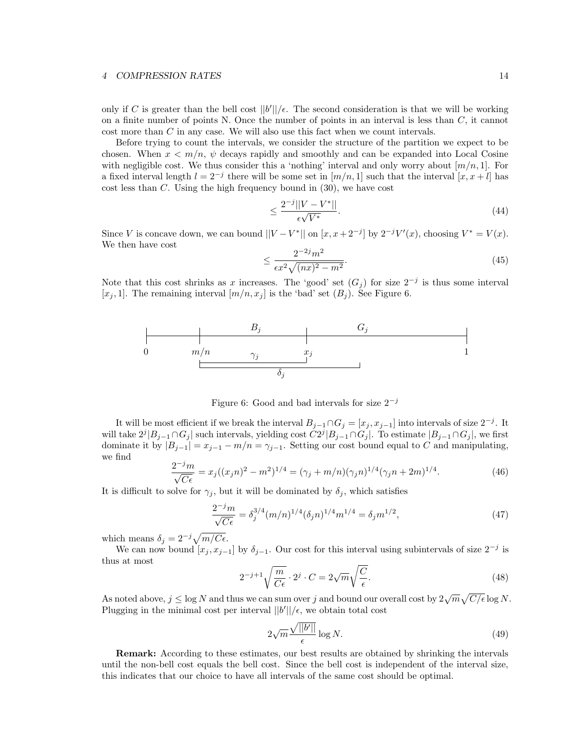only if $C$ is greater than the bell cost $||b'||/\epsilon$. The second consideration is that we will be working on a finite number of points N. Once the number of points in an interval is less than $C$, it cannot cost more than $C$ in any case. We will also use this fact when we count intervals.

Before trying to count the intervals, we consider the structure of the partition we expect to be chosen. When $x < m/n$, $\psi$ decays rapidly and smoothly and can be expanded into Local Cosine with negligible cost. We thus consider this a 'nothing' interval and only worry about $[m/n, 1]$. For a fixed interval length $l = 2^{-j}$ there will be some set in $[m/n, 1]$ such that the interval $[x, x+l]$ has cost less than $C$. Using the high frequency bound in (30), we have cost

$$\leq \frac{2^{-j}||V - V^*||}{\epsilon\sqrt{V^*}}. \tag{44}$$

Since $V$ is concave down, we can bound $||V - V^*||$ on $[x, x + 2^{-j}]$ by $2^{-j}V'(x)$, choosing $V^* = V(x)$. We then have cost

$$\leq \frac{2^{-2j}m^2}{\epsilon x^2\sqrt{(nx)^2 - m^2}}. \tag{45}$$

Note that this cost shrinks as $x$ increases. The 'good' set ($G_j$) for size $2^{-j}$ is thus some interval $[x_j, 1]$. The remaining interval $[m/n, x_j]$ is the 'bad' set ($B_j$). See Figure 6.

Figure 6: Good and bad intervals for size $2^{-j}$

It will be most efficient if we break the interval $B_{j-1} \cap G_j = [x_j, x_{j-1}]$ into intervals of size $2^{-j}$. It will take $2^j|B_{j-1} \cap G_j|$ such intervals, yielding cost $C2^j|B_{j-1} \cap G_j|$. To estimate $|B_{j-1} \cap G_j|$, we first dominate it by $|B_{j-1}| = x_{j-1} - m/n = \gamma_{j-1}$. Setting our cost bound equal to $C$ and manipulating, we find

$$\frac{2^{-j}m}{\sqrt{C\epsilon}} = x_j((x_jn)^2 - m^2)^{1/4} = (\gamma_j + m/n)(\gamma_jn)^{1/4}(\gamma_jn + 2m)^{1/4}. \tag{46}$$

It is difficult to solve for $\gamma_j$, but it will be dominated by $\delta_j$, which satisfies

$$\frac{2^{-j}m}{\sqrt{C\epsilon}} = \delta_j^{3/4}(m/n)^{1/4}(\delta_jn)^{1/4}m^{1/4} = \delta_jm^{1/2}, \tag{47}$$

which means $\delta_j = 2^{-j}\sqrt{m/C\epsilon}$.

We can now bound $[x_j, x_{j-1}]$ by $\delta_{j-1}$. Our cost for this interval using subintervals of size $2^{-j}$ is thus at most

$$2^{-j+1}\sqrt{\frac{m}{C\epsilon}} \cdot 2^j \cdot C = 2\sqrt{m}\sqrt{\frac{C}{\epsilon}}. \tag{48}$$

As noted above, $j \leq \log N$ and thus we can sum over $j$ and bound our overall cost by $2\sqrt{m}\sqrt{C/\epsilon}\log N$. Plugging in the minimal cost per interval $||b'||/\epsilon$, we obtain total cost

$$2\sqrt{m}\frac{\sqrt{||b'||}}{\epsilon}\log N. \tag{49}$$

**Remark:** According to these estimates, our best results are obtained by shrinking the intervals until the non-bell cost equals the bell cost. Since the bell cost is independent of the interval size, this indicates that our choice to have all intervals of the same cost should be optimal.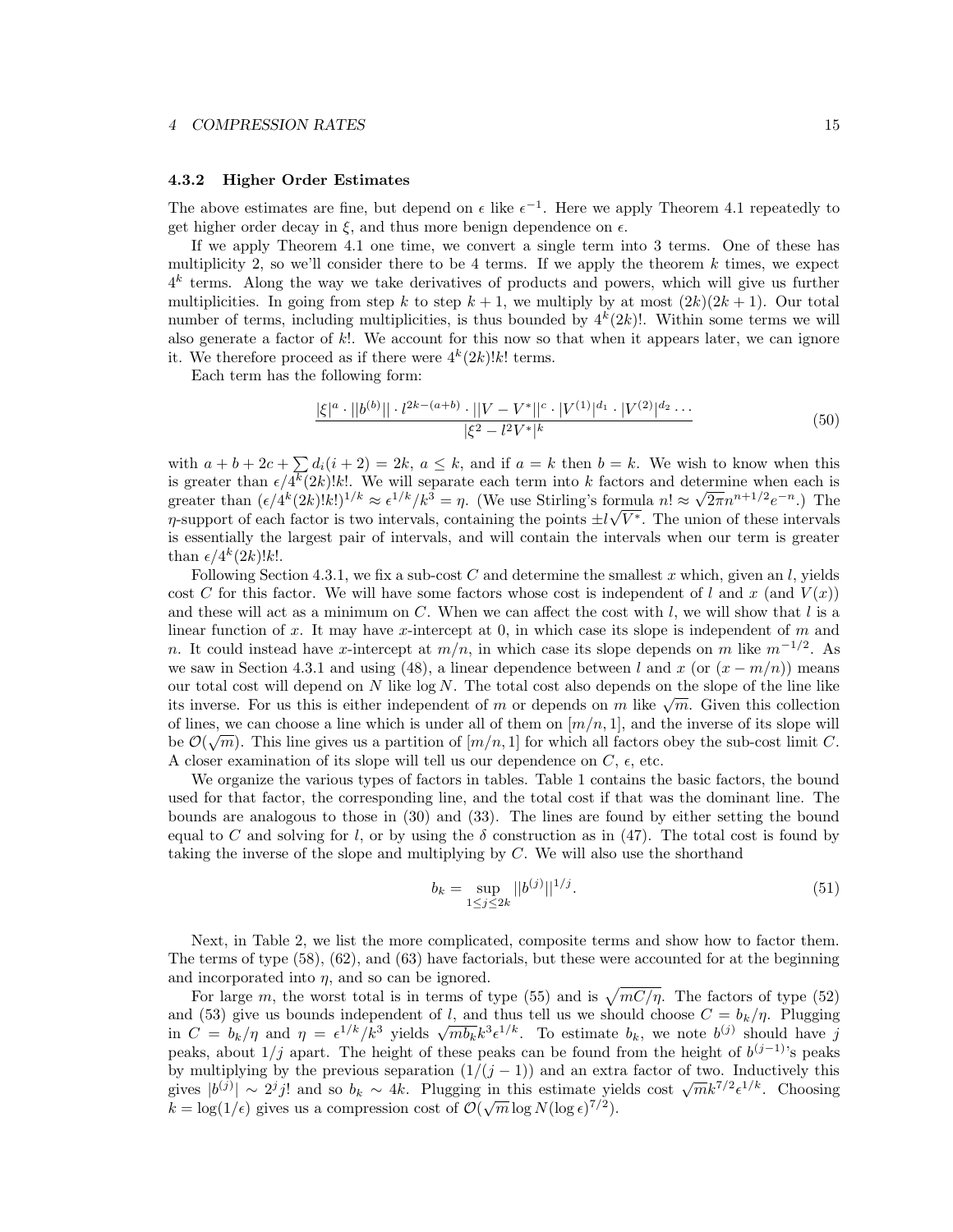### 4.3.2 Higher Order Estimates

The above estimates are fine, but depend on $\epsilon$ like $\epsilon^{-1}$. Here we apply Theorem 4.1 repeatedly to get higher order decay in $\xi$, and thus more benign dependence on $\epsilon$.

If we apply Theorem 4.1 one time, we convert a single term into 3 terms. One of these has multiplicity 2, so we'll consider there to be 4 terms. If we apply the theorem $k$ times, we expect $4^k$ terms. Along the way we take derivatives of products and powers, which will give us further multiplicities. In going from step $k$ to step $k+1$, we multiply by at most $(2k)(2k+1)$. Our total number of terms, including multiplicities, is thus bounded by $4^k(2k)!$. Within some terms we will also generate a factor of $k!$. We account for this now so that when it appears later, we can ignore it. We therefore proceed as if there were $4^k(2k)!k!$ terms.

Each term has the following form:

$$\frac{|\xi|^a \cdot ||b^{(b)}|| \cdot l^{2k-(a+b)} \cdot ||V-V^*||^c \cdot |V^{(1)}|^{d_1} \cdot |V^{(2)}|^{d_2} \cdots}{|\xi^2 - l^2 V^*|^k} \tag{50}$$

with $a + b + 2c + \sum d_i(i+2) = 2k$, $a \leq k$, and if $a = k$ then $b = k$. We wish to know when this is greater than $\epsilon/4^k(2k)!k!$. We will separate each term into $k$ factors and determine when each is greater than $(\epsilon/4^k(2k)!k!)^{1/k} \approx \epsilon^{1/k}/k^3 = \eta$. (We use Stirling's formula $n! \approx \sqrt{2\pi} n^{n+1/2} e^{-n}$.) The $\eta$-support of each factor is two intervals, containing the points $\pm l\sqrt{V^*}$. The union of these intervals is essentially the largest pair of intervals, and will contain the intervals when our term is greater than $\epsilon/4^k(2k)!k!$.

Following Section 4.3.1, we fix a sub-cost $C$ and determine the smallest $x$ which, given an $l$, yields cost $C$ for this factor. We will have some factors whose cost is independent of $l$ and $x$ (and $V(x)$) and these will act as a minimum on $C$. When we can affect the cost with $l$, we will show that $l$ is a linear function of $x$. It may have $x$-intercept at 0, in which case its slope is independent of $m$ and $n$. It could instead have $x$-intercept at $m/n$, in which case its slope depends on $m$ like $m^{-1/2}$. As we saw in Section 4.3.1 and using (48), a linear dependence between $l$ and $x$ (or $(x - m/n)$) means our total cost will depend on $N$ like $\log N$. The total cost also depends on the slope of the line like its inverse. For us this is either independent of $m$ or depends on $m$ like $\sqrt{m}$. Given this collection of lines, we can choose a line which is under all of them on $[m/n, 1]$, and the inverse of its slope will be $\mathcal{O}(\sqrt{m})$. This line gives us a partition of $[m/n, 1]$ for which all factors obey the sub-cost limit $C$. A closer examination of its slope will tell us our dependence on $C$, $\epsilon$, etc.

We organize the various types of factors in tables. Table 1 contains the basic factors, the bound used for that factor, the corresponding line, and the total cost if that was the dominant line. The bounds are analogous to those in (30) and (33). The lines are found by either setting the bound equal to $C$ and solving for $l$, or by using the $\delta$ construction as in (47). The total cost is found by taking the inverse of the slope and multiplying by $C$. We will also use the shorthand

$$b_k = \sup_{1 \leq j \leq 2k} ||b^{(j)}||^{1/j}. \tag{51}$$

Next, in Table 2, we list the more complicated, composite terms and show how to factor them. The terms of type (58), (62), and (63) have factorials, but these were accounted for at the beginning and incorporated into $\eta$, and so can be ignored.

For large $m$, the worst total is in terms of type (55) and is $\sqrt{mC/\eta}$. The factors of type (52) and (53) give us bounds independent of $l$, and thus tell us we should choose $C = b_k/\eta$. Plugging in $C = b_k/\eta$ and $\eta = \epsilon^{1/k}/k^3$ yields $\sqrt{mb_k}k^3\epsilon^{1/k}$. To estimate $b_k$, we note $b^{(j)}$ should have $j$ peaks, about $1/j$ apart. The height of these peaks can be found from the height of $b^{(j-1)}$'s peaks by multiplying by the previous separation $(1/(j-1))$ and an extra factor of two. Inductively this gives $|b^{(j)}| \sim 2^j j!$ and so $b_k \sim 4k$. Plugging in this estimate yields cost $\sqrt{m}k^{7/2}\epsilon^{1/k}$. Choosing $k = \log(1/\epsilon)$ gives us a compression cost of $\mathcal{O}(\sqrt{m}\log N(\log\epsilon)^{7/2})$.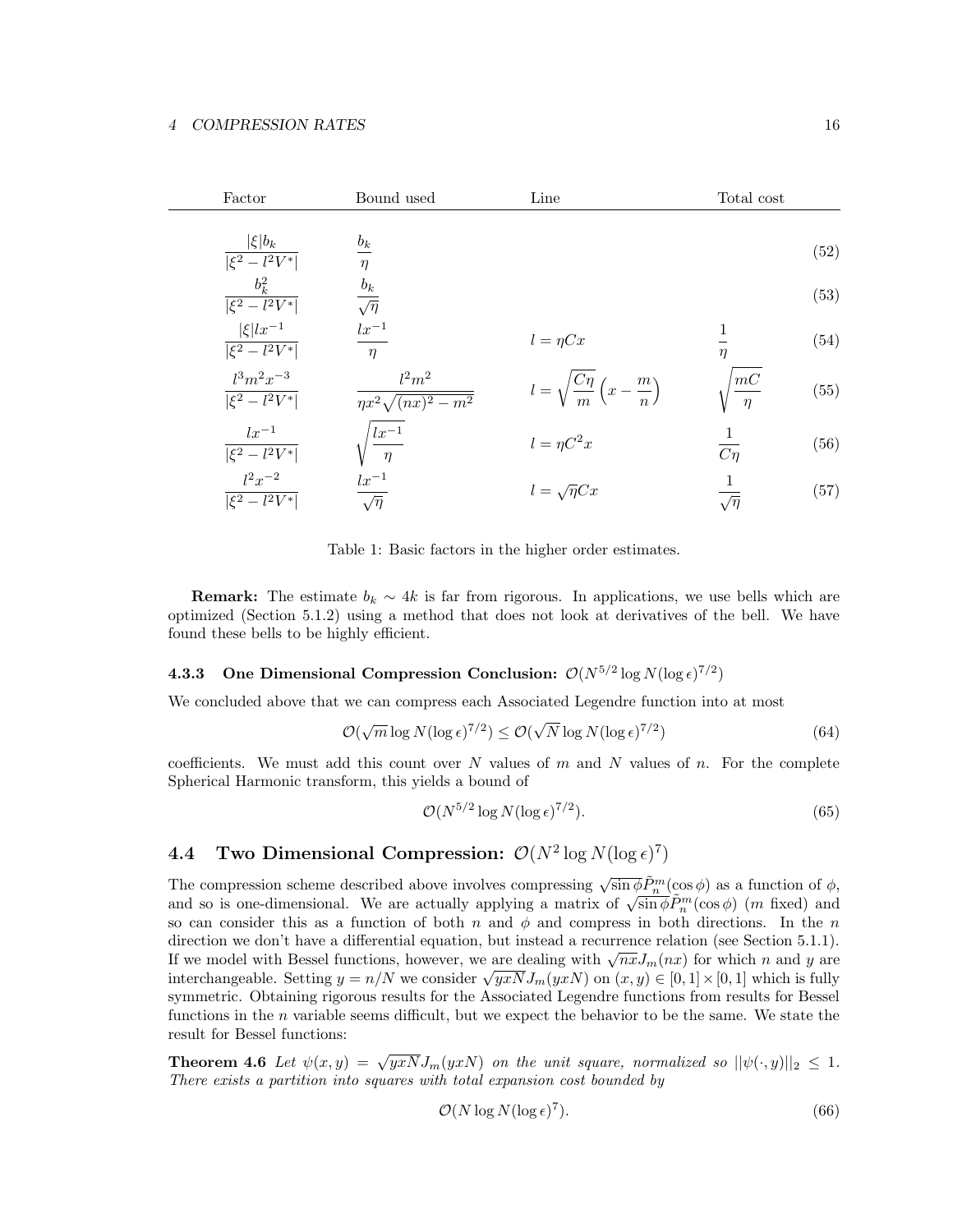| Factor | Bound used | Line | Total cost | |
|---|---|---|---|---|
| $\frac{\lvert\xi\rvert b_k}{\lvert\xi^2 - l^2 V^*\rvert}$ | $\frac{b_k}{\eta}$ | | | (52) |
| $\frac{b_k^2}{\lvert\xi^2 - l^2 V^*\rvert}$ | $\frac{b_k}{\sqrt{\eta}}$ | | | (53) |
| $\frac{\lvert\xi\rvert l x^{-1}}{\lvert\xi^2 - l^2 V^*\rvert}$ | $\frac{l x^{-1}}{\eta}$ | $l = \eta C x$ | $\frac{1}{\eta}$ | (54) |
| $\frac{l^3 m^2 x^{-3}}{\lvert\xi^2 - l^2 V^*\rvert}$ | $\frac{l^2 m^2}{\eta x^2 \sqrt{(nx)^2 - m^2}}$ | $l = \sqrt{\frac{C\eta}{m}}\left(x - \frac{m}{n}\right)$ | $\sqrt{\frac{mC}{\eta}}$ | (55) |
| $\frac{l x^{-1}}{\lvert\xi^2 - l^2 V^*\rvert}$ | $\sqrt{\frac{l x^{-1}}{\eta}}$ | $l = \eta C^2 x$ | $\frac{1}{C\eta}$ | (56) |
| $\frac{l^2 x^{-2}}{\lvert\xi^2 - l^2 V^*\rvert}$ | $\frac{l x^{-1}}{\sqrt{\eta}}$ | $l = \sqrt{\eta} C x$ | $\frac{1}{\sqrt{\eta}}$ | (57) |

Table 1: Basic factors in the higher order estimates.

**Remark:** The estimate $b_k \sim 4k$ is far from rigorous. In applications, we use bells which are optimized (Section 5.1.2) using a method that does not look at derivatives of the bell. We have found these bells to be highly efficient.

### 4.3.3 One Dimensional Compression Conclusion: $\mathcal{O}(N^{5/2} \log N (\log \epsilon)^{7/2})$

We concluded above that we can compress each Associated Legendre function into at most

$$\mathcal{O}(\sqrt{m} \log N (\log \epsilon)^{7/2}) \leq \mathcal{O}(\sqrt{N} \log N (\log \epsilon)^{7/2}) \tag{64}$$

coefficients. We must add this count over $N$ values of $m$ and $N$ values of $n$. For the complete Spherical Harmonic transform, this yields a bound of

$$\mathcal{O}(N^{5/2} \log N (\log \epsilon)^{7/2}). \tag{65}$$

## 4.4 Two Dimensional Compression: $\mathcal{O}(N^2 \log N (\log \epsilon)^7)$

The compression scheme described above involves compressing $\sqrt{\sin \phi} \tilde{P}_n^m(\cos \phi)$ as a function of $\phi$, and so is one-dimensional. We are actually applying a matrix of $\sqrt{\sin \phi} \tilde{P}_n^m(\cos \phi)$ ($m$ fixed) and so can consider this as a function of both $n$ and $\phi$ and compress in both directions. In the $n$ direction we don't have a differential equation, but instead a recurrence relation (see Section 5.1.1). If we model with Bessel functions, however, we are dealing with $\sqrt{nx} J_m(nx)$ for which $n$ and $y$ are interchangeable. Setting $y = n/N$ we consider $\sqrt{yxN} J_m(yxN)$ on $(x, y) \in [0,1] \times [0,1]$ which is fully symmetric. Obtaining rigorous results for the Associated Legendre functions from results for Bessel functions in the $n$ variable seems difficult, but we expect the behavior to be the same. We state the result for Bessel functions:

**Theorem 4.6** *Let $\psi(x, y) = \sqrt{yxN} J_m(yxN)$ on the unit square, normalized so $\|\psi(\cdot, y)\|_2 \leq 1$. There exists a partition into squares with total expansion cost bounded by*

$$\mathcal{O}(N \log N (\log \epsilon)^7). \tag{66}$$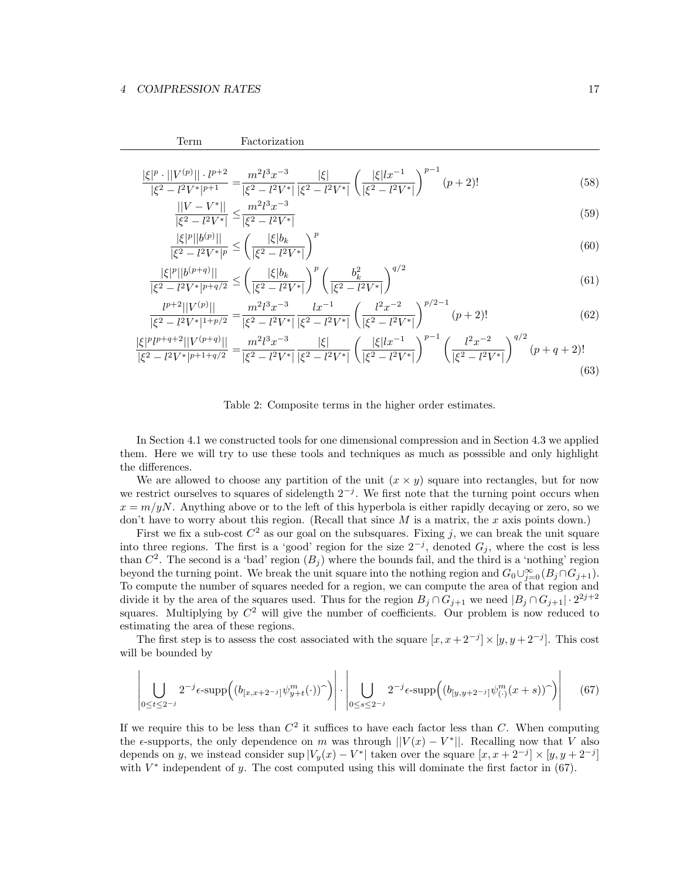| Term | Factorization |
|---|---|
| $\frac{\lvert\xi\rvert^p \cdot \lvert\lvert V^{(p)}\rvert\rvert \cdot l^{p+2}}{\lvert\xi^2 - l^2V^*\rvert^{p+1}}$ | $= \frac{m^2l^3x^{-3}}{\lvert\xi^2 - l^2V^*\rvert} \frac{\lvert\xi\rvert}{\lvert\xi^2 - l^2V^*\rvert} \left(\frac{\lvert\xi\rvert l x^{-1}}{\lvert\xi^2 - l^2V^*\rvert}\right)^{p-1} (p+2)!$ (58) |
| $\frac{\lvert\lvert V - V^*\rvert\rvert}{\lvert\xi^2 - l^2V^*\rvert}$ | $\leq \frac{m^2l^3x^{-3}}{\lvert\xi^2 - l^2V^*\rvert}$ (59) |
| $\frac{\lvert\xi\rvert^p\lvert\lvert b^{(p)}\rvert\rvert}{\lvert\xi^2 - l^2V^*\rvert^p}$ | $\leq \left(\frac{\lvert\xi\rvert b_k}{\lvert\xi^2 - l^2V^*\rvert}\right)^p$ (60) |
| $\frac{\lvert\xi\rvert^p\lvert\lvert b^{(p+q)}\rvert\rvert}{\lvert\xi^2 - l^2V^*\rvert^{p+q/2}}$ | $\leq \left(\frac{\lvert\xi\rvert b_k}{\lvert\xi^2 - l^2V^*\rvert}\right)^p \left(\frac{b_k^2}{\lvert\xi^2 - l^2V^*\rvert}\right)^{q/2}$ (61) |
| $\frac{l^{p+2}\lvert\lvert V^{(p)}\rvert\rvert}{\lvert\xi^2 - l^2V^*\rvert^{1+p/2}}$ | $= \frac{m^2l^3x^{-3}}{\lvert\xi^2 - l^2V^*\rvert} \frac{lx^{-1}}{\lvert\xi^2 - l^2V^*\rvert} \left(\frac{l^2x^{-2}}{\lvert\xi^2 - l^2V^*\rvert}\right)^{p/2-1} (p+2)!$ (62) |
| $\frac{\lvert\xi\rvert^p l^{p+q+2}\lvert\lvert V^{(p+q)}\rvert\rvert}{\lvert\xi^2 - l^2V^*\rvert^{p+1+q/2}}$ | $= \frac{m^2l^3x^{-3}}{\lvert\xi^2 - l^2V^*\rvert} \frac{\lvert\xi\rvert}{\lvert\xi^2 - l^2V^*\rvert} \left(\frac{\lvert\xi\rvert l x^{-1}}{\lvert\xi^2 - l^2V^*\rvert}\right)^{p-1} \left(\frac{l^2x^{-2}}{\lvert\xi^2 - l^2V^*\rvert}\right)^{q/2} (p+q+2)!$ (63) |

Table 2: Composite terms in the higher order estimates.

In Section 4.1 we constructed tools for one dimensional compression and in Section 4.3 we applied them. Here we will try to use these tools and techniques as much as posssible and only highlight the differences.

We are allowed to choose any partition of the unit ($x \times y$) square into rectangles, but for now we restrict ourselves to squares of sidelength $2^{-j}$. We first note that the turning point occurs when $x = m/yN$. Anything above or to the left of this hyperbola is either rapidly decaying or zero, so we don't have to worry about this region. (Recall that since $M$ is a matrix, the $x$ axis points down.)

First we fix a sub-cost $C^2$ as our goal on the subsquares. Fixing $j$, we can break the unit square into three regions. The first is a 'good' region for the size $2^{-j}$, denoted $G_j$, where the cost is less than $C^2$. The second is a 'bad' region ($B_j$) where the bounds fail, and the third is a 'nothing' region beyond the turning point. We break the unit square into the nothing region and $G_0 \cup_{j=0}^{\infty} (B_j \cap G_{j+1})$. To compute the number of squares needed for a region, we can compute the area of that region and divide it by the area of the squares used. Thus for the region $B_j \cap G_{j+1}$ we need $|B_j \cap G_{j+1}| \cdot 2^{2j+2}$ squares. Multiplying by $C^2$ will give the number of coefficients. Our problem is now reduced to estimating the area of these regions.

The first step is to assess the cost associated with the square $[x, x+2^{-j}] \times [y, y+2^{-j}]$. This cost will be bounded by

$$\left| \bigcup_{0 \leq t \leq 2^{-j}} 2^{-j}\epsilon\text{-supp}\Big(\big(b_{[x,x+2^{-j}]}\psi^m_{y+t}(\cdot)\big)\widehat{\ }\Big) \right| \cdot \left| \bigcup_{0 \leq s \leq 2^{-j}} 2^{-j}\epsilon\text{-supp}\Big(\big(b_{[y,y+2^{-j}]}\psi^m_{(\cdot)}(x+s)\big)\widehat{\ }\Big) \right| \quad (67)$$

If we require this to be less than $C^2$ it suffices to have each factor less than $C$. When computing the $\epsilon$-supports, the only dependence on $m$ was through $||V(x) - V^*||$. Recalling now that $V$ also depends on $y$, we instead consider $\sup |V_y(x) - V^*|$ taken over the square $[x, x+2^{-j}] \times [y, y+2^{-j}]$ with $V^*$ independent of $y$. The cost computed using this will dominate the first factor in (67).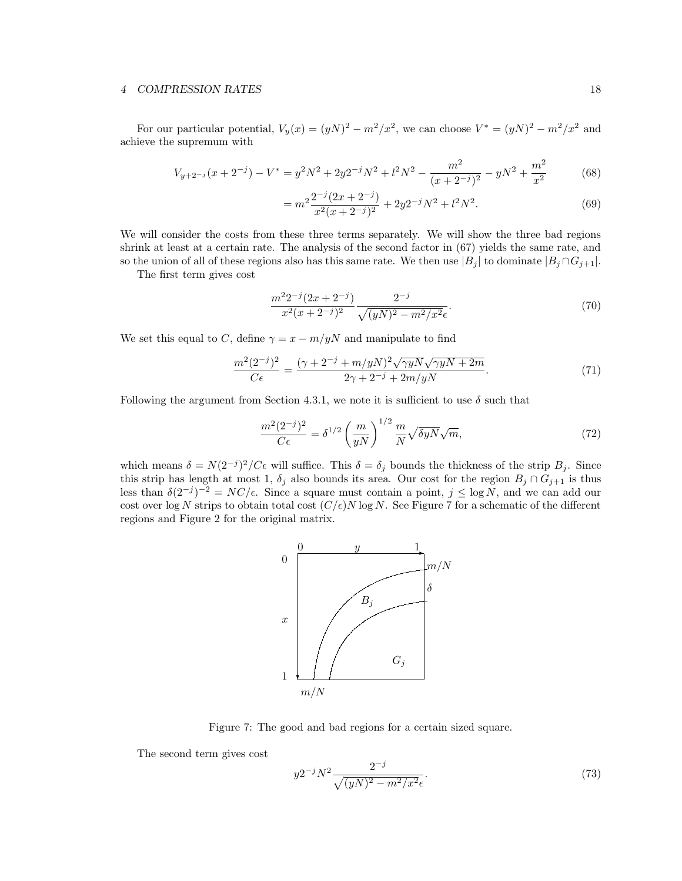For our particular potential, $V_y(x) = (yN)^2 - m^2/x^2$, we can choose $V^* = (yN)^2 - m^2/x^2$ and achieve the supremum with

$$V_{y+2^{-j}}(x + 2^{-j}) - V^* = y^2N^2 + 2y2^{-j}N^2 + l^2N^2 - \frac{m^2}{(x+2^{-j})^2} - yN^2 + \frac{m^2}{x^2} \tag{68}$$

$$= m^2 \frac{2^{-j}(2x + 2^{-j})}{x^2(x+2^{-j})^2} + 2y2^{-j}N^2 + l^2N^2. \tag{69}$$

We will consider the costs from these three terms separately. We will show the three bad regions shrink at least at a certain rate. The analysis of the second factor in (67) yields the same rate, and so the union of all of these regions also has this same rate. We then use $|B_j|$ to dominate $|B_j \cap G_{j+1}|$.

The first term gives cost

$$\frac{m^2 2^{-j}(2x + 2^{-j})}{x^2(x+2^{-j})^2} \frac{2^{-j}}{\sqrt{(yN)^2 - m^2/x^2\epsilon}}. \tag{70}$$

We set this equal to $C$, define $\gamma = x - m/yN$ and manipulate to find

$$\frac{m^2(2^{-j})^2}{C\epsilon} = \frac{(\gamma + 2^{-j} + m/yN)^2 \sqrt{\gamma yN}\sqrt{\gamma yN + 2m}}{2\gamma + 2^{-j} + 2m/yN}. \tag{71}$$

Following the argument from Section 4.3.1, we note it is sufficient to use $\delta$ such that

$$\frac{m^2(2^{-j})^2}{C\epsilon} = \delta^{1/2}\left(\frac{m}{yN}\right)^{1/2} \frac{m}{N}\sqrt{\delta yN}\sqrt{m}, \tag{72}$$

which means $\delta = N(2^{-j})^2/C\epsilon$ will suffice. This $\delta = \delta_j$ bounds the thickness of the strip $B_j$. Since this strip has length at most 1, $\delta_j$ also bounds its area. Our cost for the region $B_j \cap G_{j+1}$ is thus less than $\delta(2^{-j})^{-2} = NC/\epsilon$. Since a square must contain a point, $j \leq \log N$, and we can add our cost over $\log N$ strips to obtain total cost $(C/\epsilon)N \log N$. See Figure 7 for a schematic of the different regions and Figure 2 for the original matrix.

Figure 7: The good and bad regions for a certain sized square.

The second term gives cost

$$y2^{-j}N^2 \frac{2^{-j}}{\sqrt{(yN)^2 - m^2/x^2\epsilon}}. \tag{73}$$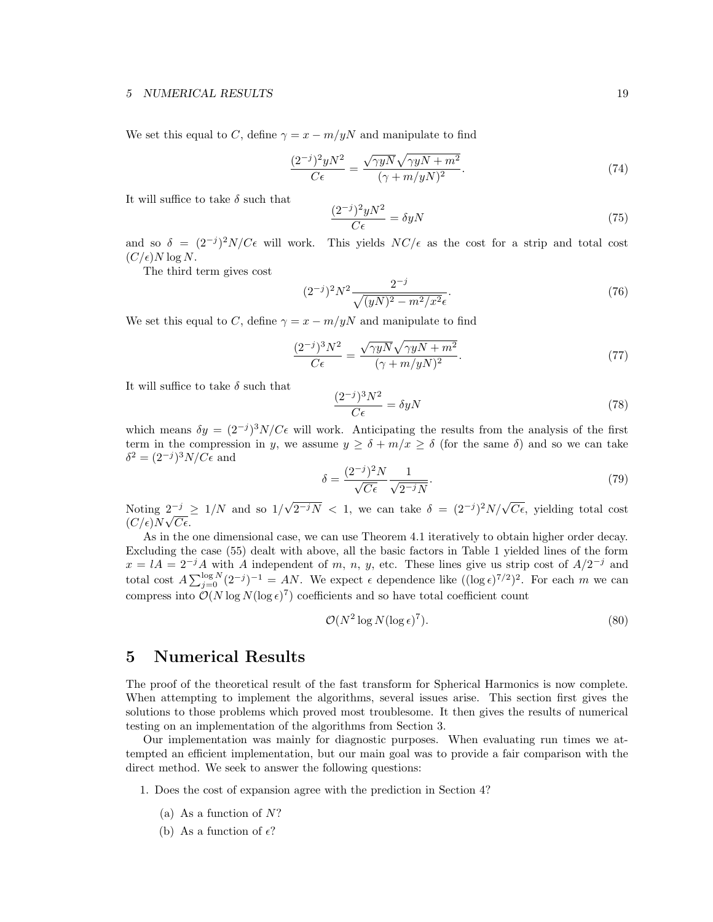We set this equal to $C$, define $\gamma = x - m/yN$ and manipulate to find

$$\frac{(2^{-j})^2 yN^2}{C\epsilon} = \frac{\sqrt{\gamma yN}\sqrt{\gamma yN + m^2}}{(\gamma + m/yN)^2}. \tag{74}$$

It will suffice to take $\delta$ such that

$$\frac{(2^{-j})^2 yN^2}{C\epsilon} = \delta yN \tag{75}$$

and so $\delta = (2^{-j})^2 N/C\epsilon$ will work. This yields $NC/\epsilon$ as the cost for a strip and total cost $(C/\epsilon)N \log N$.

The third term gives cost

$$(2^{-j})^2 N^2 \frac{2^{-j}}{\sqrt{(yN)^2 - m^2/x^2\epsilon}}. \tag{76}$$

We set this equal to $C$, define $\gamma = x - m/yN$ and manipulate to find

$$\frac{(2^{-j})^3 N^2}{C\epsilon} = \frac{\sqrt{\gamma yN}\sqrt{\gamma yN + m^2}}{(\gamma + m/yN)^2}. \tag{77}$$

It will suffice to take $\delta$ such that

$$\frac{(2^{-j})^3 N^2}{C\epsilon} = \delta yN \tag{78}$$

which means $\delta y = (2^{-j})^3 N/C\epsilon$ will work. Anticipating the results from the analysis of the first term in the compression in $y$, we assume $y \geq \delta + m/x \geq \delta$ (for the same $\delta$) and so we can take $\delta^2 = (2^{-j})^3 N/C\epsilon$ and

$$\delta = \frac{(2^{-j})^2 N}{\sqrt{C\epsilon}} \frac{1}{\sqrt{2^{-j}N}}. \tag{79}$$

Noting $2^{-j} \geq 1/N$ and so $1/\sqrt{2^{-j}N} < 1$, we can take $\delta = (2^{-j})^2 N/\sqrt{C\epsilon}$, yielding total cost $(C/\epsilon)N\sqrt{C\epsilon}$.

As in the one dimensional case, we can use Theorem 4.1 iteratively to obtain higher order decay. Excluding the case (55) dealt with above, all the basic factors in Table 1 yielded lines of the form $x = lA = 2^{-j}A$ with $A$ independent of $m$, $n$, $y$, etc. These lines give us strip cost of $A/2^{-j}$ and total cost $A\sum_{j=0}^{\log N}(2^{-j})^{-1} = AN$. We expect $\epsilon$ dependence like $((\log \epsilon)^{7/2})^2$. For each $m$ we can compress into $\mathcal{O}(N \log N (\log \epsilon)^7)$ coefficients and so have total coefficient count

$$\mathcal{O}(N^2 \log N (\log \epsilon)^7). \tag{80}$$

# 5 Numerical Results

The proof of the theoretical result of the fast transform for Spherical Harmonics is now complete. When attempting to implement the algorithms, several issues arise. This section first gives the solutions to those problems which proved most troublesome. It then gives the results of numerical testing on an implementation of the algorithms from Section 3.

Our implementation was mainly for diagnostic purposes. When evaluating run times we attempted an efficient implementation, but our main goal was to provide a fair comparison with the direct method. We seek to answer the following questions:

1. Does the cost of expansion agree with the prediction in Section 4?
   (a) As a function of $N$?
   (b) As a function of $\epsilon$?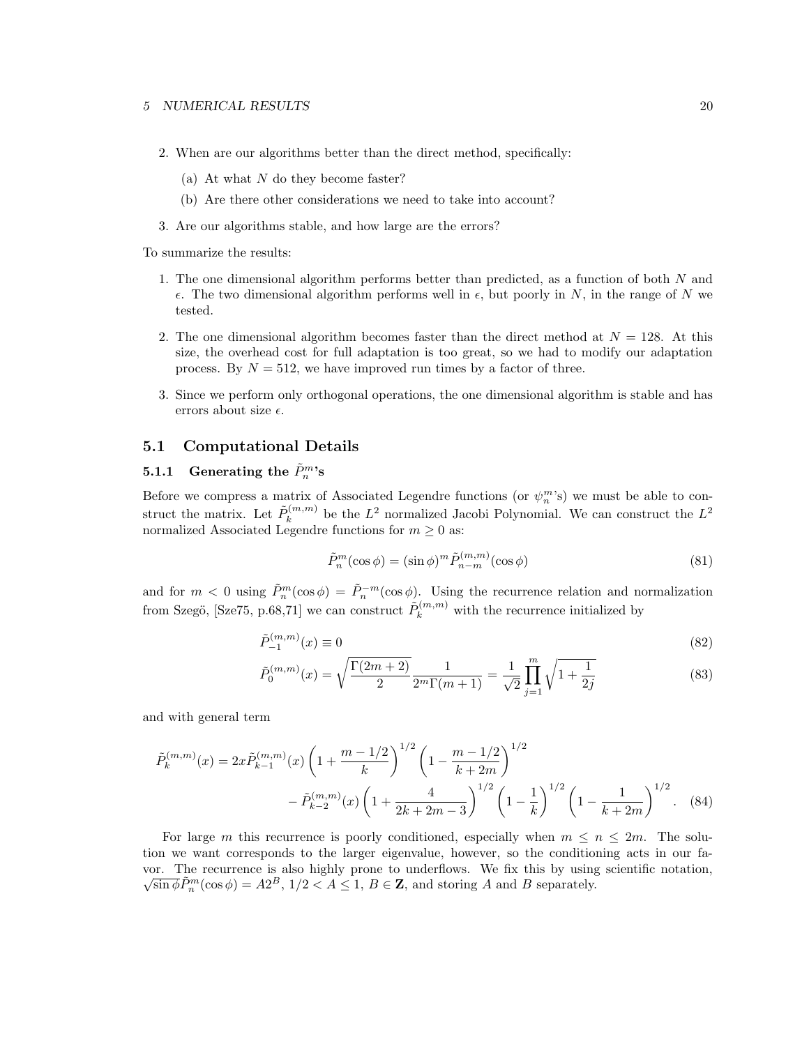2. When are our algorithms better than the direct method, specifically:

   (a) At what $N$ do they become faster?

   (b) Are there other considerations we need to take into account?

3. Are our algorithms stable, and how large are the errors?

To summarize the results:

1. The one dimensional algorithm performs better than predicted, as a function of both $N$ and $\epsilon$. The two dimensional algorithm performs well in $\epsilon$, but poorly in $N$, in the range of $N$ we tested.

2. The one dimensional algorithm becomes faster than the direct method at $N = 128$. At this size, the overhead cost for full adaptation is too great, so we had to modify our adaptation process. By $N = 512$, we have improved run times by a factor of three.

3. Since we perform only orthogonal operations, the one dimensional algorithm is stable and has errors about size $\epsilon$.

## 5.1 Computational Details

### 5.1.1 Generating the $\tilde{P}_n^m$'s

Before we compress a matrix of Associated Legendre functions (or $\psi_n^m$'s) we must be able to construct the matrix. Let $\tilde{P}_k^{(m,m)}$ be the $L^2$ normalized Jacobi Polynomial. We can construct the $L^2$ normalized Associated Legendre functions for $m \geq 0$ as:

$$\tilde{P}_n^m(\cos\phi) = (\sin\phi)^m \tilde{P}_{n-m}^{(m,m)}(\cos\phi) \tag{81}$$

and for $m < 0$ using $\tilde{P}_n^m(\cos\phi) = \tilde{P}_n^{-m}(\cos\phi)$. Using the recurrence relation and normalization from Szegö, [Sze75, p.68,71] we can construct $\tilde{P}_k^{(m,m)}$ with the recurrence initialized by

$$\tilde{P}_{-1}^{(m,m)}(x) \equiv 0 \tag{82}$$

$$\tilde{P}_0^{(m,m)}(x) = \sqrt{\frac{\Gamma(2m+2)}{2}} \frac{1}{2^m \Gamma(m+1)} = \frac{1}{\sqrt{2}} \prod_{j=1}^{m} \sqrt{1 + \frac{1}{2j}} \tag{83}$$

and with general term

$$\tilde{P}_k^{(m,m)}(x) = 2x \tilde{P}_{k-1}^{(m,m)}(x) \left(1 + \frac{m - 1/2}{k}\right)^{1/2} \left(1 - \frac{m - 1/2}{k + 2m}\right)^{1/2} - \tilde{P}_{k-2}^{(m,m)}(x) \left(1 + \frac{4}{2k + 2m - 3}\right)^{1/2} \left(1 - \frac{1}{k}\right)^{1/2} \left(1 - \frac{1}{k + 2m}\right)^{1/2}. \tag{84}$$

For large $m$ this recurrence is poorly conditioned, especially when $m \leq n \leq 2m$. The solution we want corresponds to the larger eigenvalue, however, so the conditioning acts in our favor. The recurrence is also highly prone to underflows. We fix this by using scientific notation, $\sqrt{\sin\phi}\tilde{P}_n^m(\cos\phi) = A2^B$, $1/2 < A \leq 1$, $B \in \mathbf{Z}$, and storing $A$ and $B$ separately.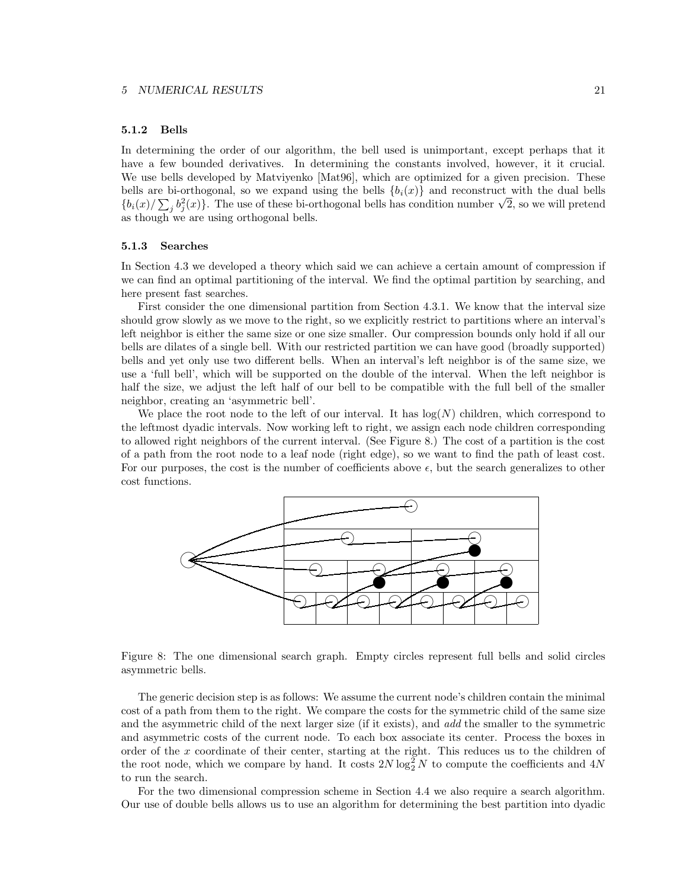### 5.1.2 Bells

In determining the order of our algorithm, the bell used is unimportant, except perhaps that it have a few bounded derivatives. In determining the constants involved, however, it it crucial. We use bells developed by Matviyenko [Mat96], which are optimized for a given precision. These bells are bi-orthogonal, so we expand using the bells $\{b_i(x)\}$ and reconstruct with the dual bells $\{b_i(x)/\sum_j b_j^2(x)\}$. The use of these bi-orthogonal bells has condition number $\sqrt{2}$, so we will pretend as though we are using orthogonal bells.

### 5.1.3 Searches

In Section 4.3 we developed a theory which said we can achieve a certain amount of compression if we can find an optimal partitioning of the interval. We find the optimal partition by searching, and here present fast searches.

First consider the one dimensional partition from Section 4.3.1. We know that the interval size should grow slowly as we move to the right, so we explicitly restrict to partitions where an interval's left neighbor is either the same size or one size smaller. Our compression bounds only hold if all our bells are dilates of a single bell. With our restricted partition we can have good (broadly supported) bells and yet only use two different bells. When an interval's left neighbor is of the same size, we use a 'full bell', which will be supported on the double of the interval. When the left neighbor is half the size, we adjust the left half of our bell to be compatible with the full bell of the smaller neighbor, creating an 'asymmetric bell'.

We place the root node to the left of our interval. It has $\log(N)$ children, which correspond to the leftmost dyadic intervals. Now working left to right, we assign each node children corresponding to allowed right neighbors of the current interval. (See Figure 8.) The cost of a partition is the cost of a path from the root node to a leaf node (right edge), so we want to find the path of least cost. For our purposes, the cost is the number of coefficients above $\epsilon$, but the search generalizes to other cost functions.

Figure 8: The one dimensional search graph. Empty circles represent full bells and solid circles asymmetric bells.

The generic decision step is as follows: We assume the current node's children contain the minimal cost of a path from them to the right. We compare the costs for the symmetric child of the same size and the asymmetric child of the next larger size (if it exists), and *add* the smaller to the symmetric and asymmetric costs of the current node. To each box associate its center. Process the boxes in order of the $x$ coordinate of their center, starting at the right. This reduces us to the children of the root node, which we compare by hand. It costs $2N\log_2^2 N$ to compute the coefficients and $4N$ to run the search.

For the two dimensional compression scheme in Section 4.4 we also require a search algorithm. Our use of double bells allows us to use an algorithm for determining the best partition into dyadic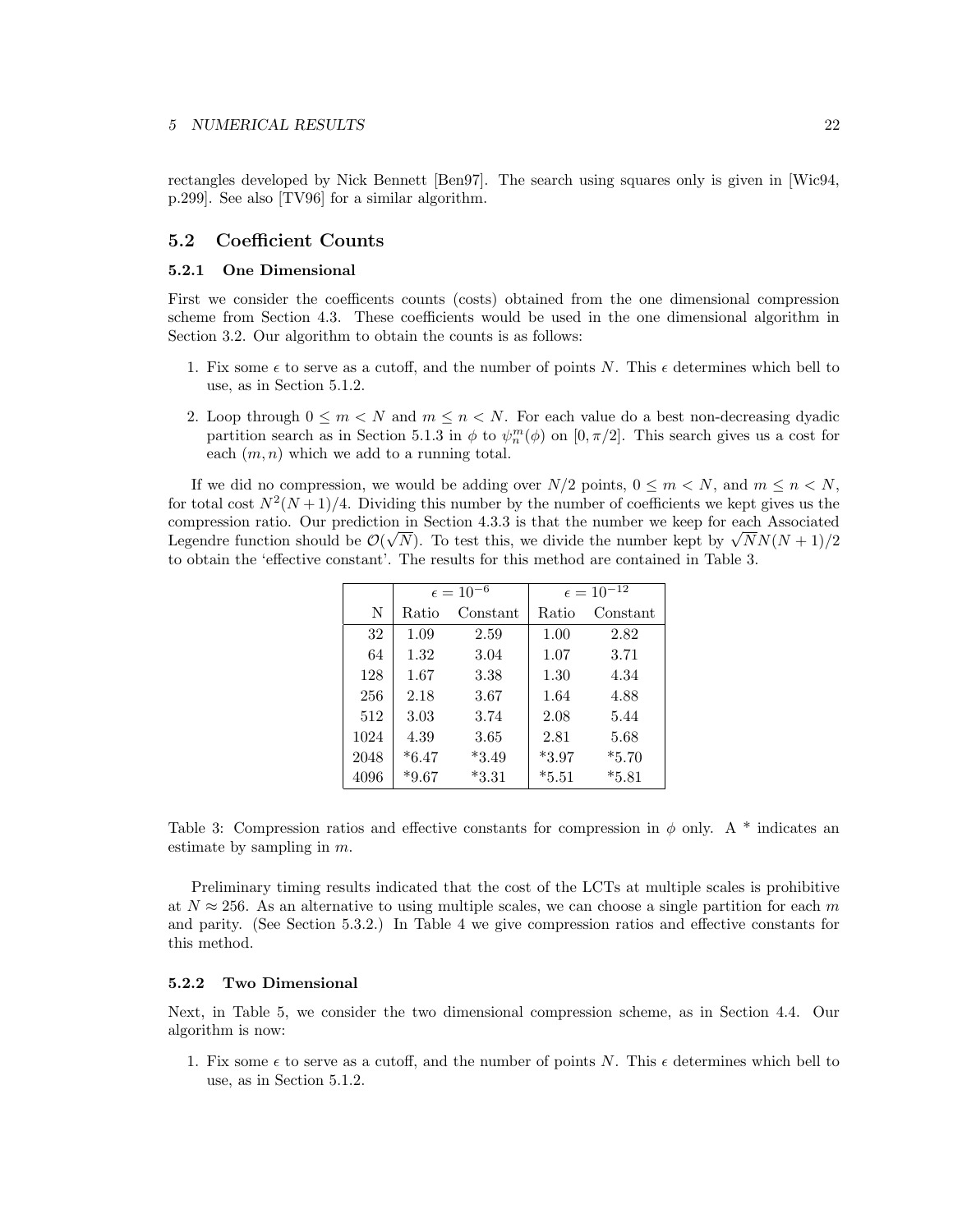rectangles developed by Nick Bennett [Ben97]. The search using squares only is given in [Wic94, p.299]. See also [TV96] for a similar algorithm.

## 5.2 Coefficient Counts

### 5.2.1 One Dimensional

First we consider the coefficents counts (costs) obtained from the one dimensional compression scheme from Section 4.3. These coefficients would be used in the one dimensional algorithm in Section 3.2. Our algorithm to obtain the counts is as follows:

1. Fix some $\epsilon$ to serve as a cutoff, and the number of points $N$. This $\epsilon$ determines which bell to use, as in Section 5.1.2.

2. Loop through $0 \leq m < N$ and $m \leq n < N$. For each value do a best non-decreasing dyadic partition search as in Section 5.1.3 in $\phi$ to $\psi_n^m(\phi)$ on $[0, \pi/2]$. This search gives us a cost for each $(m, n)$ which we add to a running total.

If we did no compression, we would be adding over $N/2$ points, $0 \leq m < N$, and $m \leq n < N$, for total cost $N^2(N+1)/4$. Dividing this number by the number of coefficients we kept gives us the compression ratio. Our prediction in Section 4.3.3 is that the number we keep for each Associated Legendre function should be $\mathcal{O}(\sqrt{N})$. To test this, we divide the number kept by $\sqrt{N}N(N+1)/2$ to obtain the 'effective constant'. The results for this method are contained in Table 3.

| | $\epsilon = 10^{-6}$ | | $\epsilon = 10^{-12}$ | |
|---|---|---|---|---|
| N | Ratio | Constant | Ratio | Constant |
| 32 | 1.09 | 2.59 | 1.00 | 2.82 |
| 64 | 1.32 | 3.04 | 1.07 | 3.71 |
| 128 | 1.67 | 3.38 | 1.30 | 4.34 |
| 256 | 2.18 | 3.67 | 1.64 | 4.88 |
| 512 | 3.03 | 3.74 | 2.08 | 5.44 |
| 1024 | 4.39 | 3.65 | 2.81 | 5.68 |
| 2048 | *6.47 | *3.49 | *3.97 | *5.70 |
| 4096 | *9.67 | *3.31 | *5.51 | *5.81 |

Table 3: Compression ratios and effective constants for compression in $\phi$ only. A * indicates an estimate by sampling in $m$.

Preliminary timing results indicated that the cost of the LCTs at multiple scales is prohibitive at $N \approx 256$. As an alternative to using multiple scales, we can choose a single partition for each $m$ and parity. (See Section 5.3.2.) In Table 4 we give compression ratios and effective constants for this method.

### 5.2.2 Two Dimensional

Next, in Table 5, we consider the two dimensional compression scheme, as in Section 4.4. Our algorithm is now:

1. Fix some $\epsilon$ to serve as a cutoff, and the number of points $N$. This $\epsilon$ determines which bell to use, as in Section 5.1.2.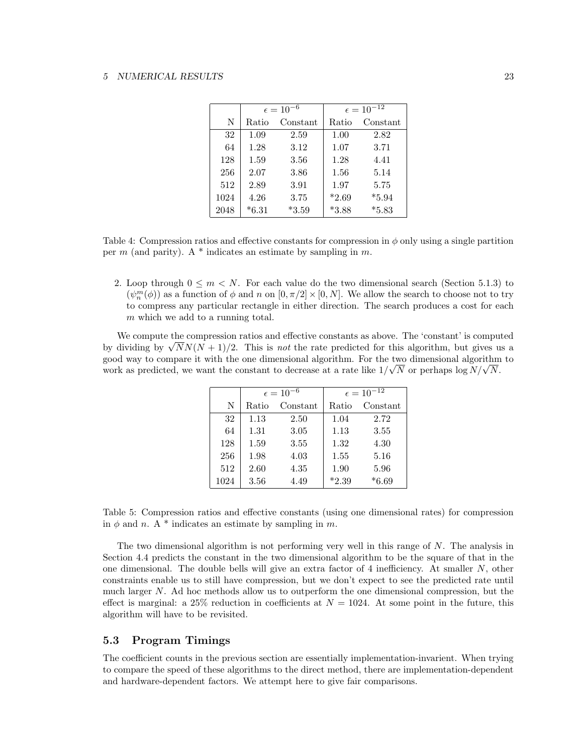| | $\epsilon = 10^{-6}$ | | $\epsilon = 10^{-12}$ | |
|---|---|---|---|---|
| N | Ratio | Constant | Ratio | Constant |
| 32 | 1.09 | 2.59 | 1.00 | 2.82 |
| 64 | 1.28 | 3.12 | 1.07 | 3.71 |
| 128 | 1.59 | 3.56 | 1.28 | 4.41 |
| 256 | 2.07 | 3.86 | 1.56 | 5.14 |
| 512 | 2.89 | 3.91 | 1.97 | 5.75 |
| 1024 | 4.26 | 3.75 | *2.69 | *5.94 |
| 2048 | *6.31 | *3.59 | *3.88 | *5.83 |

Table 4: Compression ratios and effective constants for compression in $\phi$ only using a single partition per $m$ (and parity). A * indicates an estimate by sampling in $m$.

2. Loop through $0 \le m < N$. For each value do the two dimensional search (Section 5.1.3) to $(\psi_n^m(\phi))$ as a function of $\phi$ and $n$ on $[0, \pi/2] \times [0, N]$. We allow the search to choose not to try to compress any particular rectangle in either direction. The search produces a cost for each $m$ which we add to a running total.

We compute the compression ratios and effective constants as above. The 'constant' is computed by dividing by $\sqrt{N}N(N+1)/2$. This is *not* the rate predicted for this algorithm, but gives us a good way to compare it with the one dimensional algorithm. For the two dimensional algorithm to work as predicted, we want the constant to decrease at a rate like $1/\sqrt{N}$ or perhaps $\log N/\sqrt{N}$.

| | $\epsilon = 10^{-6}$ | | $\epsilon = 10^{-12}$ | |
|---|---|---|---|---|
| N | Ratio | Constant | Ratio | Constant |
| 32 | 1.13 | 2.50 | 1.04 | 2.72 |
| 64 | 1.31 | 3.05 | 1.13 | 3.55 |
| 128 | 1.59 | 3.55 | 1.32 | 4.30 |
| 256 | 1.98 | 4.03 | 1.55 | 5.16 |
| 512 | 2.60 | 4.35 | 1.90 | 5.96 |
| 1024 | 3.56 | 4.49 | *2.39 | *6.69 |

Table 5: Compression ratios and effective constants (using one dimensional rates) for compression in $\phi$ and $n$. A * indicates an estimate by sampling in $m$.

The two dimensional algorithm is not performing very well in this range of $N$. The analysis in Section 4.4 predicts the constant in the two dimensional algorithm to be the square of that in the one dimensional. The double bells will give an extra factor of 4 inefficiency. At smaller $N$, other constraints enable us to still have compression, but we don't expect to see the predicted rate until much larger $N$. Ad hoc methods allow us to outperform the one dimensional compression, but the effect is marginal: a 25% reduction in coefficients at $N = 1024$. At some point in the future, this algorithm will have to be revisited.

## 5.3 Program Timings

The coefficient counts in the previous section are essentially implementation-invarient. When trying to compare the speed of these algorithms to the direct method, there are implementation-dependent and hardware-dependent factors. We attempt here to give fair comparisons.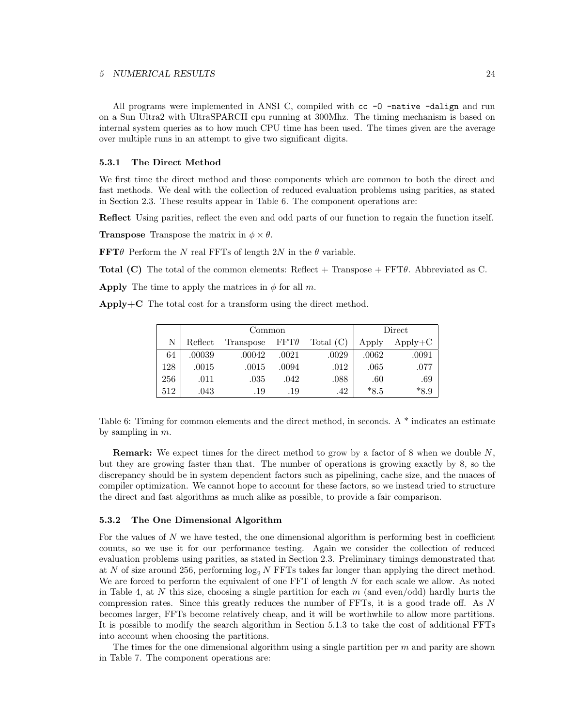All programs were implemented in ANSI C, compiled with `cc -O -native -dalign` and run on a Sun Ultra2 with UltraSPARCII cpu running at 300Mhz. The timing mechanism is based on internal system queries as to how much CPU time has been used. The times given are the average over multiple runs in an attempt to give two significant digits.

### 5.3.1 The Direct Method

We first time the direct method and those components which are common to both the direct and fast methods. We deal with the collection of reduced evaluation problems using parities, as stated in Section 2.3. These results appear in Table 6. The component operations are:

**Reflect** Using parities, reflect the even and odd parts of our function to regain the function itself.

**Transpose** Transpose the matrix in $\phi \times \theta$.

**FFT$\theta$** Perform the $N$ real FFTs of length $2N$ in the $\theta$ variable.

**Total (C)** The total of the common elements: Reflect + Transpose + FFT$\theta$. Abbreviated as C.

**Apply** The time to apply the matrices in $\phi$ for all $m$.

**Apply+C** The total cost for a transform using the direct method.

| | Common | | | | Direct | |
|---|---|---|---|---|---|---|
| N | Reflect | Transpose | FFT$\theta$ | Total (C) | Apply | Apply+C |
| 64 | .00039 | .00042 | .0021 | .0029 | .0062 | .0091 |
| 128 | .0015 | .0015 | .0094 | .012 | .065 | .077 |
| 256 | .011 | .035 | .042 | .088 | .60 | .69 |
| 512 | .043 | .19 | .19 | .42 | *8.5 | *8.9 |

Table 6: Timing for common elements and the direct method, in seconds. A * indicates an estimate by sampling in $m$.

**Remark:** We expect times for the direct method to grow by a factor of 8 when we double $N$, but they are growing faster than that. The number of operations is growing exactly by 8, so the discrepancy should be in system dependent factors such as pipelining, cache size, and the nuaces of compiler optimization. We cannot hope to account for these factors, so we instead tried to structure the direct and fast algorithms as much alike as possible, to provide a fair comparison.

### 5.3.2 The One Dimensional Algorithm

For the values of $N$ we have tested, the one dimensional algorithm is performing best in coefficient counts, so we use it for our performance testing. Again we consider the collection of reduced evaluation problems using parities, as stated in Section 2.3. Preliminary timings demonstrated that at $N$ of size around 256, performing $\log_2 N$ FFTs takes far longer than applying the direct method. We are forced to perform the equivalent of one FFT of length $N$ for each scale we allow. As noted in Table 4, at $N$ this size, choosing a single partition for each $m$ (and even/odd) hardly hurts the compression rates. Since this greatly reduces the number of FFTs, it is a good trade off. As $N$ becomes larger, FFTs become relatively cheap, and it will be worthwhile to allow more partitions. It is possible to modify the search algorithm in Section 5.1.3 to take the cost of additional FFTs into account when choosing the partitions.

The times for the one dimensional algorithm using a single partition per $m$ and parity are shown in Table 7. The component operations are: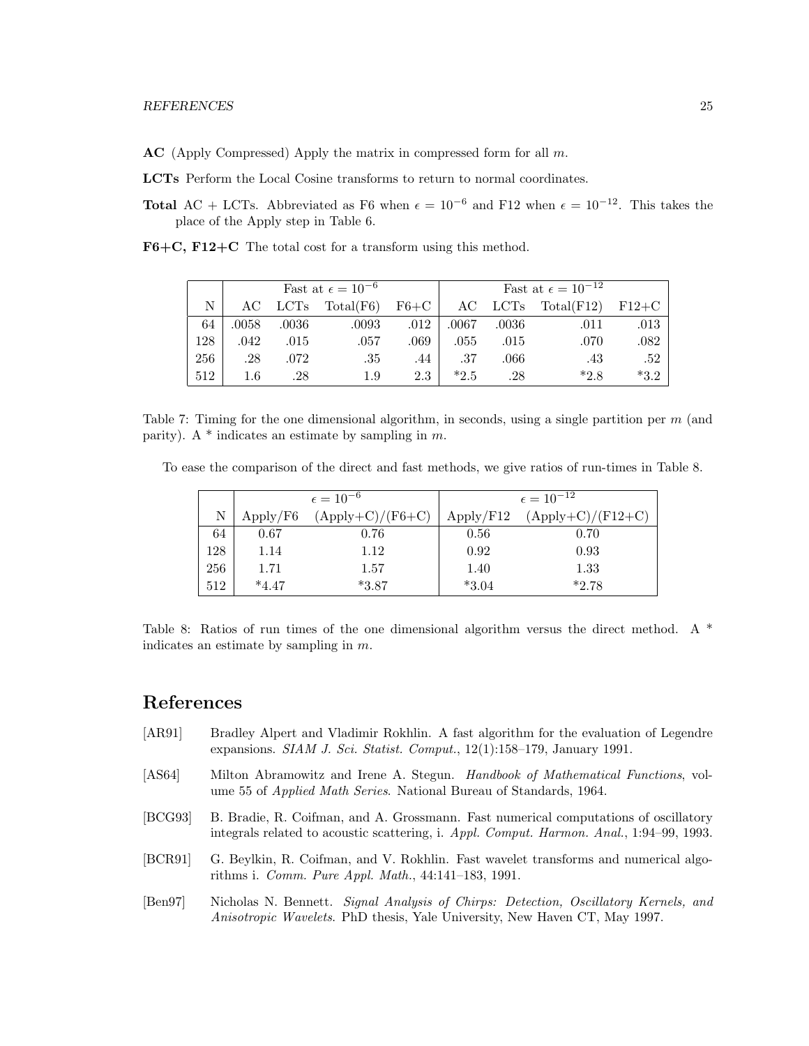**AC** (Apply Compressed) Apply the matrix in compressed form for all $m$.

**LCTs** Perform the Local Cosine transforms to return to normal coordinates.

**Total** AC + LCTs. Abbreviated as F6 when $\epsilon = 10^{-6}$ and F12 when $\epsilon = 10^{-12}$. This takes the place of the Apply step in Table 6.

**F6+C, F12+C** The total cost for a transform using this method.

| | Fast at $\epsilon = 10^{-6}$ | | | | Fast at $\epsilon = 10^{-12}$ | | | |
|---|---|---|---|---|---|---|---|---|
| N | AC | LCTs | Total(F6) | F6+C | AC | LCTs | Total(F12) | F12+C |
| 64 | .0058 | .0036 | .0093 | .012 | .0067 | .0036 | .011 | .013 |
| 128 | .042 | .015 | .057 | .069 | .055 | .015 | .070 | .082 |
| 256 | .28 | .072 | .35 | .44 | .37 | .066 | .43 | .52 |
| 512 | 1.6 | .28 | 1.9 | 2.3 | *2.5 | .28 | *2.8 | *3.2 |

Table 7: Timing for the one dimensional algorithm, in seconds, using a single partition per $m$ (and parity). A * indicates an estimate by sampling in $m$.

To ease the comparison of the direct and fast methods, we give ratios of run-times in Table 8.

| | $\epsilon = 10^{-6}$ | | $\epsilon = 10^{-12}$ | |
|---|---|---|---|---|
| N | Apply/F6 | (Apply+C)/(F6+C) | Apply/F12 | (Apply+C)/(F12+C) |
| 64 | 0.67 | 0.76 | 0.56 | 0.70 |
| 128 | 1.14 | 1.12 | 0.92 | 0.93 |
| 256 | 1.71 | 1.57 | 1.40 | 1.33 |
| 512 | *4.47 | *3.87 | *3.04 | *2.78 |

Table 8: Ratios of run times of the one dimensional algorithm versus the direct method. A * indicates an estimate by sampling in $m$.

# References

[AR91] Bradley Alpert and Vladimir Rokhlin. A fast algorithm for the evaluation of Legendre expansions. *SIAM J. Sci. Statist. Comput.*, 12(1):158–179, January 1991.

[AS64] Milton Abramowitz and Irene A. Stegun. *Handbook of Mathematical Functions*, volume 55 of *Applied Math Series*. National Bureau of Standards, 1964.

[BCG93] B. Bradie, R. Coifman, and A. Grossmann. Fast numerical computations of oscillatory integrals related to acoustic scattering, i. *Appl. Comput. Harmon. Anal.*, 1:94–99, 1993.

[BCR91] G. Beylkin, R. Coifman, and V. Rokhlin. Fast wavelet transforms and numerical algorithms i. *Comm. Pure Appl. Math.*, 44:141–183, 1991.

[Ben97] Nicholas N. Bennett. *Signal Analysis of Chirps: Detection, Oscillatory Kernels, and Anisotropic Wavelets*. PhD thesis, Yale University, New Haven CT, May 1997.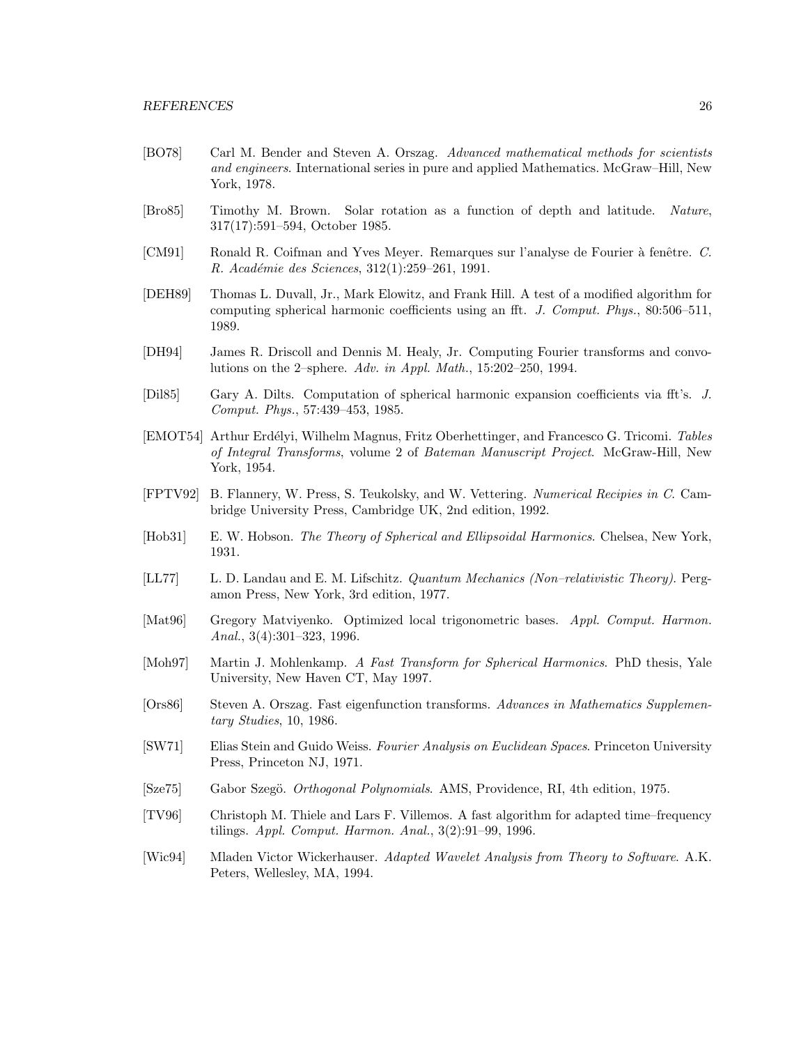[BO78] Carl M. Bender and Steven A. Orszag. *Advanced mathematical methods for scientists and engineers*. International series in pure and applied Mathematics. McGraw–Hill, New York, 1978.

[Bro85] Timothy M. Brown. Solar rotation as a function of depth and latitude. *Nature*, 317(17):591–594, October 1985.

[CM91] Ronald R. Coifman and Yves Meyer. Remarques sur l'analyse de Fourier à fenêtre. *C. R. Académie des Sciences*, 312(1):259–261, 1991.

[DEH89] Thomas L. Duvall, Jr., Mark Elowitz, and Frank Hill. A test of a modified algorithm for computing spherical harmonic coefficients using an fft. *J. Comput. Phys.*, 80:506–511, 1989.

[DH94] James R. Driscoll and Dennis M. Healy, Jr. Computing Fourier transforms and convolutions on the 2–sphere. *Adv. in Appl. Math.*, 15:202–250, 1994.

[Dil85] Gary A. Dilts. Computation of spherical harmonic expansion coefficients via fft's. *J. Comput. Phys.*, 57:439–453, 1985.

[EMOT54] Arthur Erdélyi, Wilhelm Magnus, Fritz Oberhettinger, and Francesco G. Tricomi. *Tables of Integral Transforms*, volume 2 of *Bateman Manuscript Project*. McGraw-Hill, New York, 1954.

[FPTV92] B. Flannery, W. Press, S. Teukolsky, and W. Vettering. *Numerical Recipies in C*. Cambridge University Press, Cambridge UK, 2nd edition, 1992.

[Hob31] E. W. Hobson. *The Theory of Spherical and Ellipsoidal Harmonics*. Chelsea, New York, 1931.

[LL77] L. D. Landau and E. M. Lifschitz. *Quantum Mechanics (Non–relativistic Theory)*. Pergamon Press, New York, 3rd edition, 1977.

[Mat96] Gregory Matviyenko. Optimized local trigonometric bases. *Appl. Comput. Harmon. Anal.*, 3(4):301–323, 1996.

[Moh97] Martin J. Mohlenkamp. *A Fast Transform for Spherical Harmonics*. PhD thesis, Yale University, New Haven CT, May 1997.

[Ors86] Steven A. Orszag. Fast eigenfunction transforms. *Advances in Mathematics Supplementary Studies*, 10, 1986.

[SW71] Elias Stein and Guido Weiss. *Fourier Analysis on Euclidean Spaces*. Princeton University Press, Princeton NJ, 1971.

[Sze75] Gabor Szegö. *Orthogonal Polynomials*. AMS, Providence, RI, 4th edition, 1975.

[TV96] Christoph M. Thiele and Lars F. Villemos. A fast algorithm for adapted time–frequency tilings. *Appl. Comput. Harmon. Anal.*, 3(2):91–99, 1996.

[Wic94] Mladen Victor Wickerhauser. *Adapted Wavelet Analysis from Theory to Software*. A.K. Peters, Wellesley, MA, 1994.